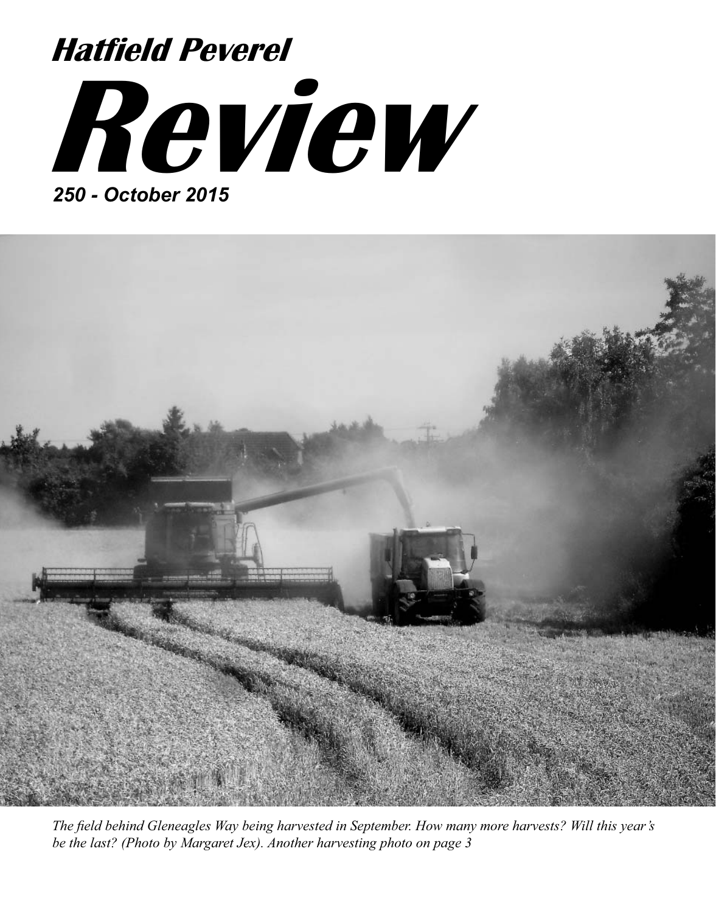# Hatfield Peverel

# Review

**250 - October 2015**

*The field behind Gleneagles Way being harvested in September. How many more harvests? Will this year's be the last? (Photo by Margaret Jex). Another harvesting photo on page 3*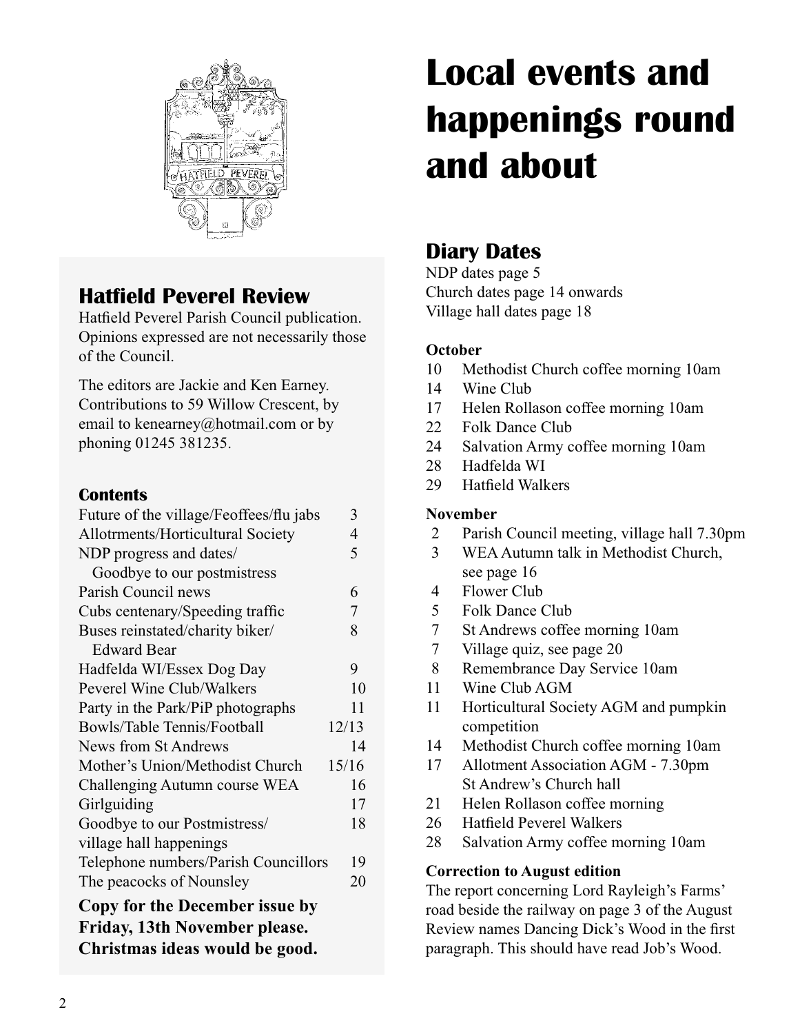# Local events and happenings round and about

## Hatfield Peverel Review

Hatfield Peverel Parish Council publication. Opinions expressed are not necessarily those of the Council.

The editors are Jackie and Ken Earney. Contributions to 59 Willow Crescent, by email to kenearney@hotmail.com or by phoning 01245 381235.

### Contents

| | |
|---|---|
| Future of the village/Feoffees/flu jabs | 3 |
| Allotrments/Horticultural Society | 4 |
| NDP progress and dates/ Goodbye to our postmistress | 5 |
| Parish Council news | 6 |
| Cubs centenary/Speeding traffic | 7 |
| Buses reinstated/charity biker/ Edward Bear | 8 |
| Hadfelda WI/Essex Dog Day | 9 |
| Peverel Wine Club/Walkers | 10 |
| Party in the Park/PiP photographs | 11 |
| Bowls/Table Tennis/Football | 12/13 |
| News from St Andrews | 14 |
| Mother's Union/Methodist Church | 15/16 |
| Challenging Autumn course WEA | 16 |
| Girlguiding | 17 |
| Goodbye to our Postmistress/ village hall happenings | 18 |
| Telephone numbers/Parish Councillors | 19 |
| The peacocks of Nounsley | 20 |

**Copy for the December issue by Friday, 13th November please. Christmas ideas would be good.**

## Diary Dates

NDP dates page 5
Church dates page 14 onwards
Village hall dates page 18

**October**

- 10 Methodist Church coffee morning 10am
- 14 Wine Club
- 17 Helen Rollason coffee morning 10am
- 22 Folk Dance Club
- 24 Salvation Army coffee morning 10am
- 28 Hadfelda WI
- 29 Hatfield Walkers

**November**

- 2 Parish Council meeting, village hall 7.30pm
- 3 WEA Autumn talk in Methodist Church, see page 16
- 4 Flower Club
- 5 Folk Dance Club
- 7 St Andrews coffee morning 10am
- 7 Village quiz, see page 20
- 8 Remembrance Day Service 10am
- 11 Wine Club AGM
- 11 Horticultural Society AGM and pumpkin competition
- 14 Methodist Church coffee morning 10am
- 17 Allotment Association AGM - 7.30pm St Andrew's Church hall
- 21 Helen Rollason coffee morning
- 26 Hatfield Peverel Walkers
- 28 Salvation Army coffee morning 10am

**Correction to August edition**

The report concerning Lord Rayleigh's Farms' road beside the railway on page 3 of the August Review names Dancing Dick's Wood in the first paragraph. This should have read Job's Wood.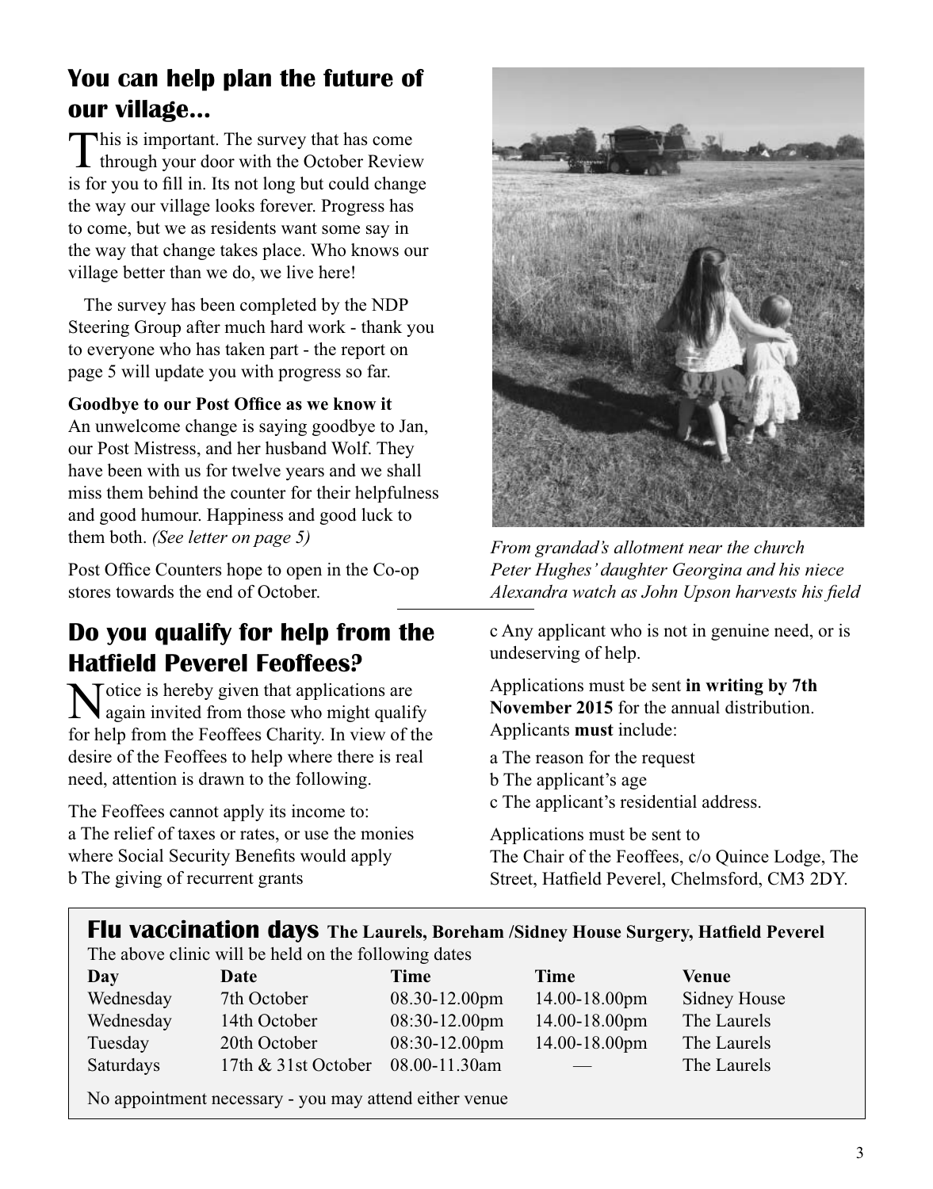## You can help plan the future of our village...

This is important. The survey that has come through your door with the October Review is for you to fill in. Its not long but could change the way our village looks forever. Progress has to come, but we as residents want some say in the way that change takes place. Who knows our village better than we do, we live here!

The survey has been completed by the NDP Steering Group after much hard work - thank you to everyone who has taken part - the report on page 5 will update you with progress so far.

**Goodbye to our Post Office as we know it**
An unwelcome change is saying goodbye to Jan, our Post Mistress, and her husband Wolf. They have been with us for twelve years and we shall miss them behind the counter for their helpfulness and good humour. Happiness and good luck to them both. *(See letter on page 5)*

Post Office Counters hope to open in the Co-op stores towards the end of October.

*From grandad's allotment near the church Peter Hughes' daughter Georgina and his niece Alexandra watch as John Upson harvests his field*

## Do you qualify for help from the Hatfield Peverel Feoffees?

Notice is hereby given that applications are again invited from those who might qualify for help from the Feoffees Charity. In view of the desire of the Feoffees to help where there is real need, attention is drawn to the following.

The Feoffees cannot apply its income to:
a The relief of taxes or rates, or use the monies where Social Security Benefits would apply
b The giving of recurrent grants
c Any applicant who is not in genuine need, or is undeserving of help.

Applications must be sent **in writing by 7th November 2015** for the annual distribution. Applicants **must** include:

a The reason for the request
b The applicant's age
c The applicant's residential address.

Applications must be sent to
The Chair of the Feoffees, c/o Quince Lodge, The Street, Hatfield Peverel, Chelmsford, CM3 2DY.

## Flu vaccination days **The Laurels, Boreham /Sidney House Surgery, Hatfield Peverel**

The above clinic will be held on the following dates

| Day | Date | Time | Time | Venue |
|---|---|---|---|---|
| Wednesday | 7th October | 08.30-12.00pm | 14.00-18.00pm | Sidney House |
| Wednesday | 14th October | 08:30-12.00pm | 14.00-18.00pm | The Laurels |
| Tuesday | 20th October | 08:30-12.00pm | 14.00-18.00pm | The Laurels |
| Saturdays | 17th & 31st October | 08.00-11.30am | — | The Laurels |

No appointment necessary - you may attend either venue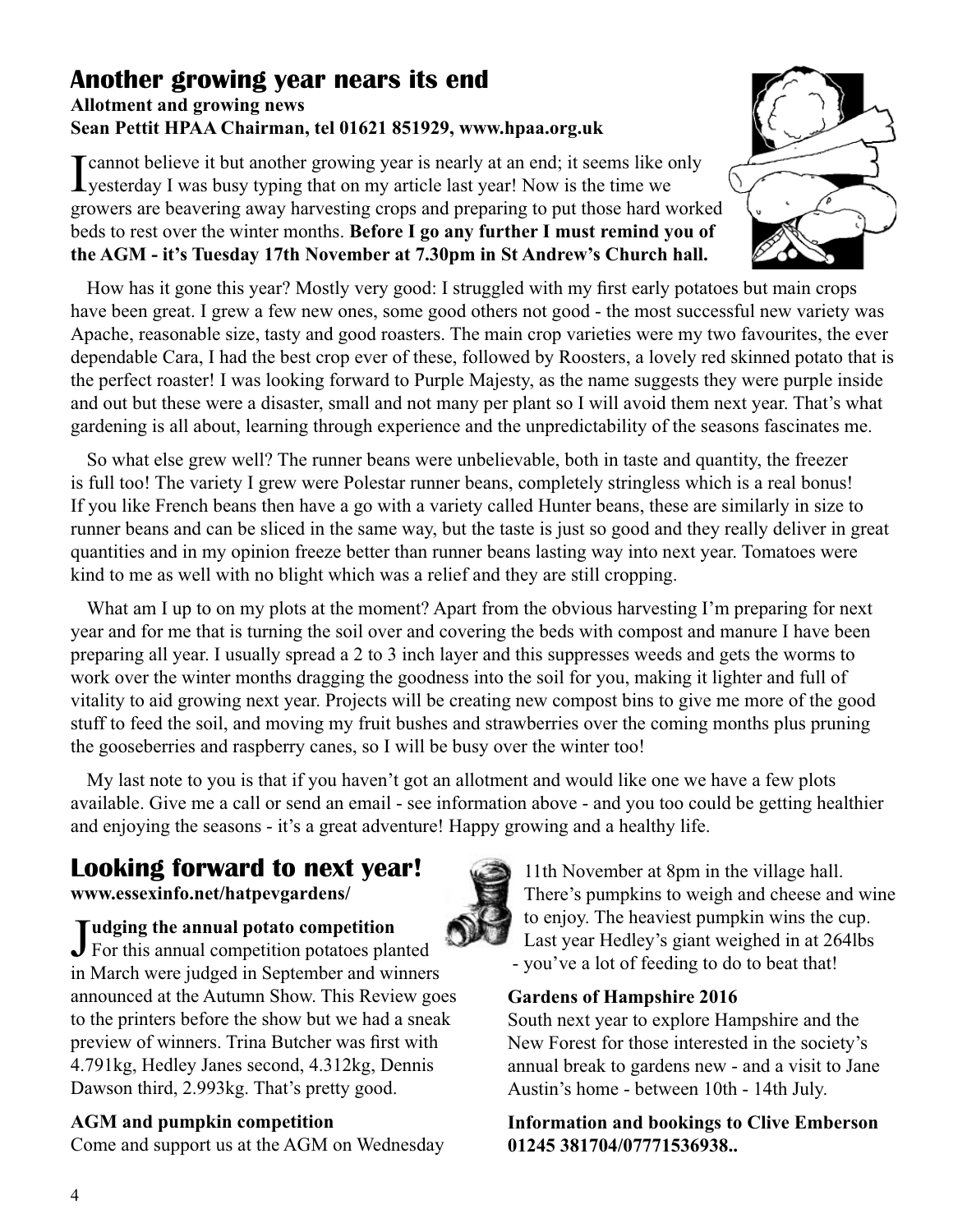## Another growing year nears its end

**Allotment and growing news**
**Sean Pettit HPAA Chairman, tel 01621 851929, www.hpaa.org.uk**

I cannot believe it but another growing year is nearly at an end; it seems like only yesterday I was busy typing that on my article last year! Now is the time we growers are beavering away harvesting crops and preparing to put those hard worked beds to rest over the winter months. **Before I go any further I must remind you of the AGM - it's Tuesday 17th November at 7.30pm in St Andrew's Church hall.**

How has it gone this year? Mostly very good: I struggled with my first early potatoes but main crops have been great. I grew a few new ones, some good others not good - the most successful new variety was Apache, reasonable size, tasty and good roasters. The main crop varieties were my two favourites, the ever dependable Cara, I had the best crop ever of these, followed by Roosters, a lovely red skinned potato that is the perfect roaster! I was looking forward to Purple Majesty, as the name suggests they were purple inside and out but these were a disaster, small and not many per plant so I will avoid them next year. That's what gardening is all about, learning through experience and the unpredictability of the seasons fascinates me.

So what else grew well? The runner beans were unbelievable, both in taste and quantity, the freezer is full too! The variety I grew were Polestar runner beans, completely stringless which is a real bonus! If you like French beans then have a go with a variety called Hunter beans, these are similarly in size to runner beans and can be sliced in the same way, but the taste is just so good and they really deliver in great quantities and in my opinion freeze better than runner beans lasting way into next year. Tomatoes were kind to me as well with no blight which was a relief and they are still cropping.

What am I up to on my plots at the moment? Apart from the obvious harvesting I'm preparing for next year and for me that is turning the soil over and covering the beds with compost and manure I have been preparing all year. I usually spread a 2 to 3 inch layer and this suppresses weeds and gets the worms to work over the winter months dragging the goodness into the soil for you, making it lighter and full of vitality to aid growing next year. Projects will be creating new compost bins to give me more of the good stuff to feed the soil, and moving my fruit bushes and strawberries over the coming months plus pruning the gooseberries and raspberry canes, so I will be busy over the winter too!

My last note to you is that if you haven't got an allotment and would like one we have a few plots available. Give me a call or send an email - see information above - and you too could be getting healthier and enjoying the seasons - it's a great adventure! Happy growing and a healthy life.

## Looking forward to next year!

**www.essexinfo.net/hatpevgardens/**

**Judging the annual potato competition**
For this annual competition potatoes planted in March were judged in September and winners announced at the Autumn Show. This Review goes to the printers before the show but we had a sneak preview of winners. Trina Butcher was first with 4.791kg, Hedley Janes second, 4.312kg, Dennis Dawson third, 2.993kg. That's pretty good.

**AGM and pumpkin competition**
Come and support us at the AGM on Wednesday 11th November at 8pm in the village hall. There's pumpkins to weigh and cheese and wine to enjoy. The heaviest pumpkin wins the cup. Last year Hedley's giant weighed in at 264lbs - you've a lot of feeding to do to beat that!

**Gardens of Hampshire 2016**
South next year to explore Hampshire and the New Forest for those interested in the society's annual break to gardens new - and a visit to Jane Austin's home - between 10th - 14th July.

**Information and bookings to Clive Emberson 01245 381704/07771536938..**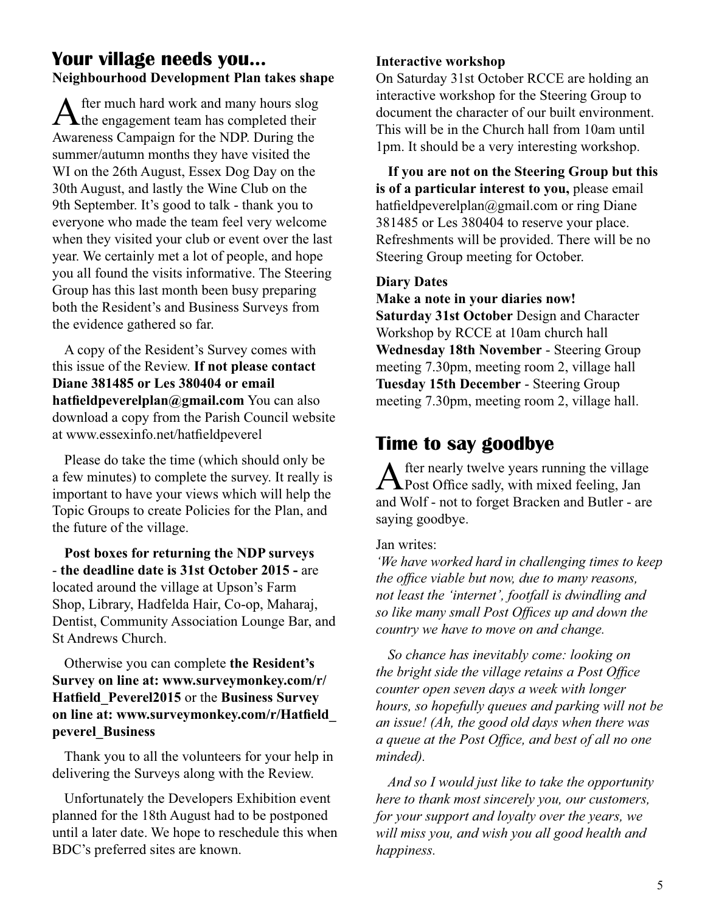## Your village needs you...

**Neighbourhood Development Plan takes shape**

After much hard work and many hours slog the engagement team has completed their Awareness Campaign for the NDP. During the summer/autumn months they have visited the WI on the 26th August, Essex Dog Day on the 30th August, and lastly the Wine Club on the 9th September. It's good to talk - thank you to everyone who made the team feel very welcome when they visited your club or event over the last year. We certainly met a lot of people, and hope you all found the visits informative. The Steering Group has this last month been busy preparing both the Resident's and Business Surveys from the evidence gathered so far.

A copy of the Resident's Survey comes with this issue of the Review. **If not please contact Diane 381485 or Les 380404 or email hatfieldpeverelplan@gmail.com** You can also download a copy from the Parish Council website at www.essexinfo.net/hatfieldpeverel

Please do take the time (which should only be a few minutes) to complete the survey. It really is important to have your views which will help the Topic Groups to create Policies for the Plan, and the future of the village.

**Post boxes for returning the NDP surveys - the deadline date is 31st October 2015 -** are located around the village at Upson's Farm Shop, Library, Hadfelda Hair, Co-op, Maharaj, Dentist, Community Association Lounge Bar, and St Andrews Church.

Otherwise you can complete **the Resident's Survey on line at: www.surveymonkey.com/r/Hatfield_Peverel2015** or the **Business Survey on line at: www.surveymonkey.com/r/Hatfield_peverel_Business**

Thank you to all the volunteers for your help in delivering the Surveys along with the Review.

Unfortunately the Developers Exhibition event planned for the 18th August had to be postponed until a later date. We hope to reschedule this when BDC's preferred sites are known.

**Interactive workshop**

On Saturday 31st October RCCE are holding an interactive workshop for the Steering Group to document the character of our built environment. This will be in the Church hall from 10am until 1pm. It should be a very interesting workshop.

**If you are not on the Steering Group but this is of a particular interest to you,** please email hatfieldpeverelplan@gmail.com or ring Diane 381485 or Les 380404 to reserve your place. Refreshments will be provided. There will be no Steering Group meeting for October.

**Diary Dates**

**Make a note in your diaries now!**

**Saturday 31st October** Design and Character Workshop by RCCE at 10am church hall
**Wednesday 18th November** - Steering Group meeting 7.30pm, meeting room 2, village hall
**Tuesday 15th December** - Steering Group meeting 7.30pm, meeting room 2, village hall.

## Time to say goodbye

After nearly twelve years running the village Post Office sadly, with mixed feeling, Jan and Wolf - not to forget Bracken and Butler - are saying goodbye.

Jan writes:

*'We have worked hard in challenging times to keep the office viable but now, due to many reasons, not least the 'internet', footfall is dwindling and so like many small Post Offices up and down the country we have to move on and change.*

*So chance has inevitably come: looking on the bright side the village retains a Post Office counter open seven days a week with longer hours, so hopefully queues and parking will not be an issue! (Ah, the good old days when there was a queue at the Post Office, and best of all no one minded).*

*And so I would just like to take the opportunity here to thank most sincerely you, our customers, for your support and loyalty over the years, we will miss you, and wish you all good health and happiness.*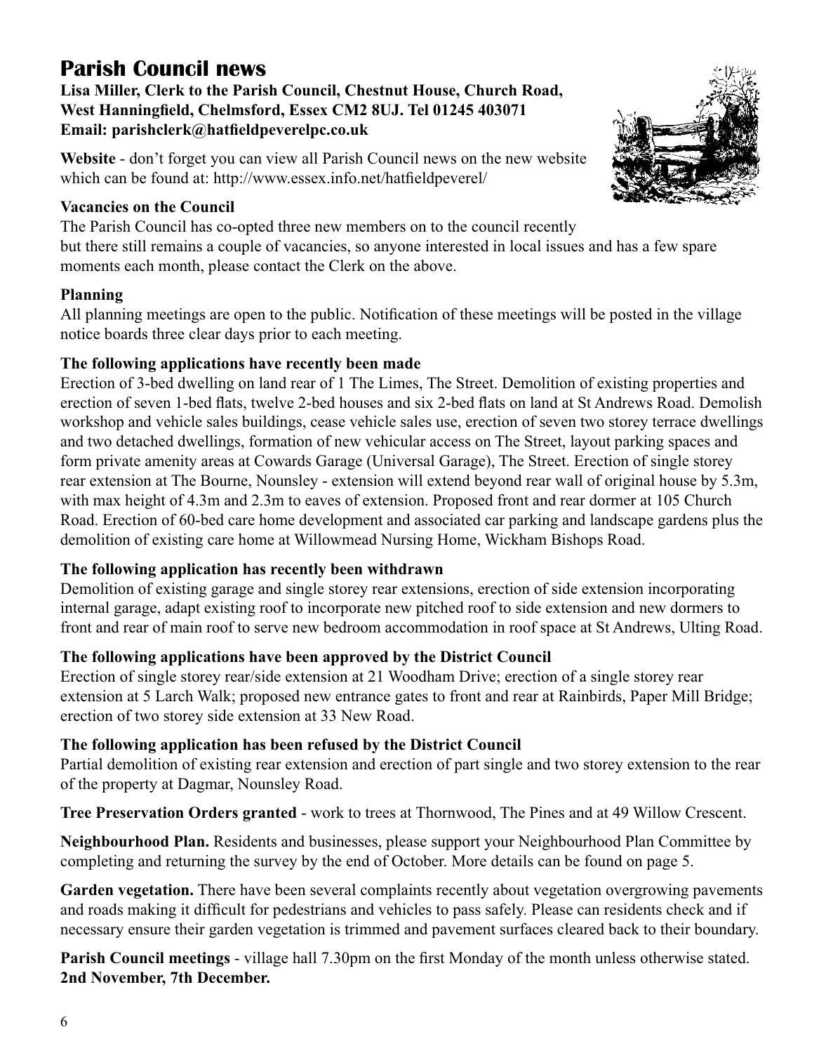# Parish Council news

**Lisa Miller, Clerk to the Parish Council, Chestnut House, Church Road, West Hanningfield, Chelmsford, Essex CM2 8UJ. Tel 01245 403071**
**Email: parishclerk@hatfieldpeverelpc.co.uk**

**Website** - don't forget you can view all Parish Council news on the new website which can be found at: http://www.essex.info.net/hatfieldpeverel/

### Vacancies on the Council

The Parish Council has co-opted three new members on to the council recently but there still remains a couple of vacancies, so anyone interested in local issues and has a few spare moments each month, please contact the Clerk on the above.

### Planning

All planning meetings are open to the public. Notification of these meetings will be posted in the village notice boards three clear days prior to each meeting.

### The following applications have recently been made

Erection of 3-bed dwelling on land rear of 1 The Limes, The Street. Demolition of existing properties and erection of seven 1-bed flats, twelve 2-bed houses and six 2-bed flats on land at St Andrews Road. Demolish workshop and vehicle sales buildings, cease vehicle sales use, erection of seven two storey terrace dwellings and two detached dwellings, formation of new vehicular access on The Street, layout parking spaces and form private amenity areas at Cowards Garage (Universal Garage), The Street. Erection of single storey rear extension at The Bourne, Nounsley - extension will extend beyond rear wall of original house by 5.3m, with max height of 4.3m and 2.3m to eaves of extension. Proposed front and rear dormer at 105 Church Road. Erection of 60-bed care home development and associated car parking and landscape gardens plus the demolition of existing care home at Willowmead Nursing Home, Wickham Bishops Road.

### The following application has recently been withdrawn

Demolition of existing garage and single storey rear extensions, erection of side extension incorporating internal garage, adapt existing roof to incorporate new pitched roof to side extension and new dormers to front and rear of main roof to serve new bedroom accommodation in roof space at St Andrews, Ulting Road.

### The following applications have been approved by the District Council

Erection of single storey rear/side extension at 21 Woodham Drive; erection of a single storey rear extension at 5 Larch Walk; proposed new entrance gates to front and rear at Rainbirds, Paper Mill Bridge; erection of two storey side extension at 33 New Road.

### The following application has been refused by the District Council

Partial demolition of existing rear extension and erection of part single and two storey extension to the rear of the property at Dagmar, Nounsley Road.

**Tree Preservation Orders granted** - work to trees at Thornwood, The Pines and at 49 Willow Crescent.

**Neighbourhood Plan.** Residents and businesses, please support your Neighbourhood Plan Committee by completing and returning the survey by the end of October. More details can be found on page 5.

**Garden vegetation.** There have been several complaints recently about vegetation overgrowing pavements and roads making it difficult for pedestrians and vehicles to pass safely. Please can residents check and if necessary ensure their garden vegetation is trimmed and pavement surfaces cleared back to their boundary.

**Parish Council meetings** - village hall 7.30pm on the first Monday of the month unless otherwise stated. **2nd November, 7th December.**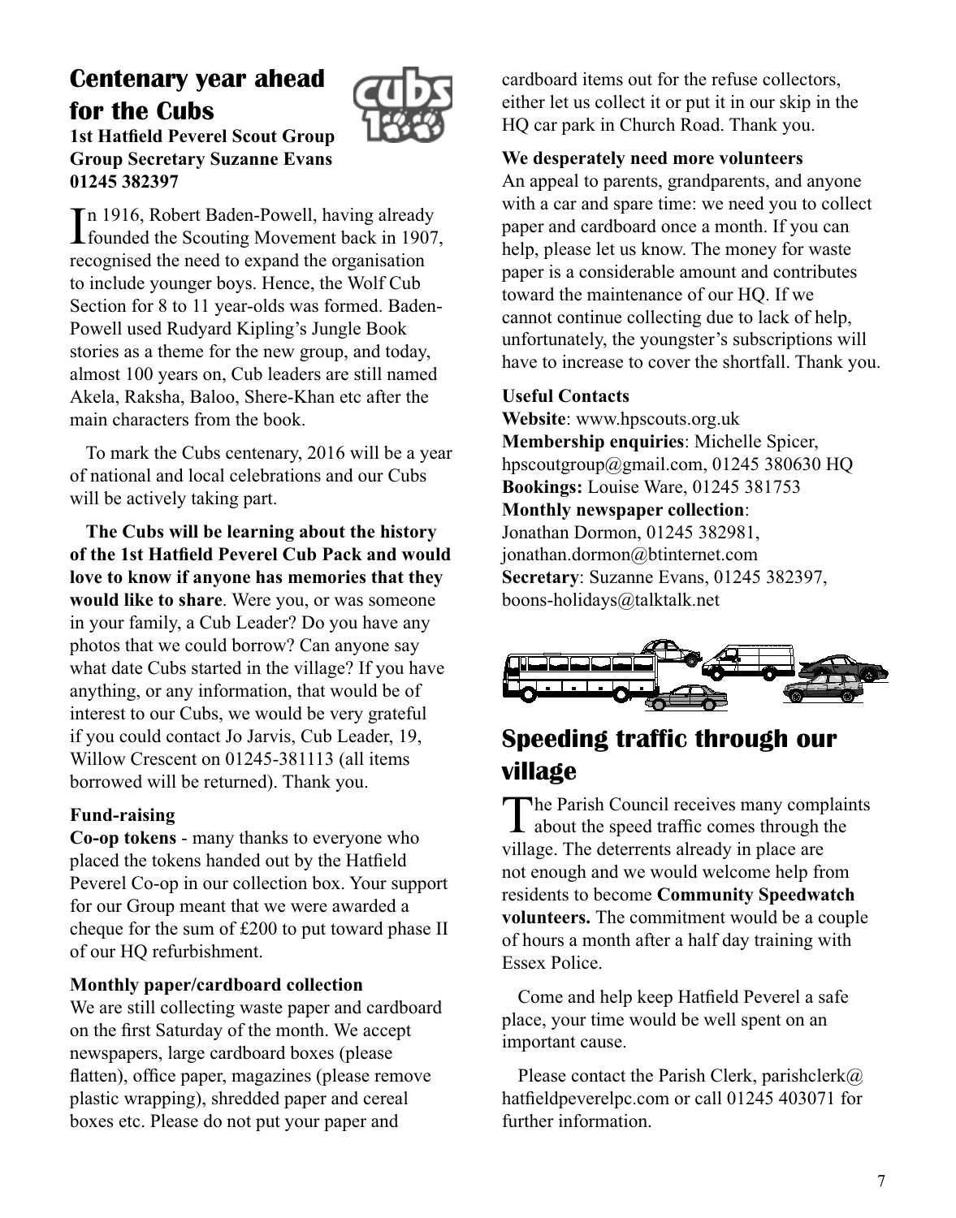## Centenary year ahead for the Cubs

**1st Hatfield Peverel Scout Group**
**Group Secretary Suzanne Evans**
**01245 382397**

In 1916, Robert Baden-Powell, having already founded the Scouting Movement back in 1907, recognised the need to expand the organisation to include younger boys. Hence, the Wolf Cub Section for 8 to 11 year-olds was formed. Baden-Powell used Rudyard Kipling's Jungle Book stories as a theme for the new group, and today, almost 100 years on, Cub leaders are still named Akela, Raksha, Baloo, Shere-Khan etc after the main characters from the book.

To mark the Cubs centenary, 2016 will be a year of national and local celebrations and our Cubs will be actively taking part.

**The Cubs will be learning about the history of the 1st Hatfield Peverel Cub Pack and would love to know if anyone has memories that they would like to share**. Were you, or was someone in your family, a Cub Leader? Do you have any photos that we could borrow? Can anyone say what date Cubs started in the village? If you have anything, or any information, that would be of interest to our Cubs, we would be very grateful if you could contact Jo Jarvis, Cub Leader, 19, Willow Crescent on 01245-381113 (all items borrowed will be returned). Thank you.

### Fund-raising

**Co-op tokens** - many thanks to everyone who placed the tokens handed out by the Hatfield Peverel Co-op in our collection box. Your support for our Group meant that we were awarded a cheque for the sum of £200 to put toward phase II of our HQ refurbishment.

### Monthly paper/cardboard collection

We are still collecting waste paper and cardboard on the first Saturday of the month. We accept newspapers, large cardboard boxes (please flatten), office paper, magazines (please remove plastic wrapping), shredded paper and cereal boxes etc. Please do not put your paper and cardboard items out for the refuse collectors, either let us collect it or put it in our skip in the HQ car park in Church Road. Thank you.

### We desperately need more volunteers

An appeal to parents, grandparents, and anyone with a car and spare time: we need you to collect paper and cardboard once a month. If you can help, please let us know. The money for waste paper is a considerable amount and contributes toward the maintenance of our HQ. If we cannot continue collecting due to lack of help, unfortunately, the youngster's subscriptions will have to increase to cover the shortfall. Thank you.

### Useful Contacts

**Website**: www.hpscouts.org.uk
**Membership enquiries**: Michelle Spicer, hpscoutgroup@gmail.com, 01245 380630 HQ
**Bookings:** Louise Ware, 01245 381753
**Monthly newspaper collection**: Jonathan Dormon, 01245 382981, jonathan.dormon@btinternet.com
**Secretary**: Suzanne Evans, 01245 382397, boons-holidays@talktalk.net

## Speeding traffic through our village

The Parish Council receives many complaints about the speed traffic comes through the village. The deterrents already in place are not enough and we would welcome help from residents to become **Community Speedwatch volunteers.** The commitment would be a couple of hours a month after a half day training with Essex Police.

Come and help keep Hatfield Peverel a safe place, your time would be well spent on an important cause.

Please contact the Parish Clerk, parishclerk@hatfieldpeverelpc.com or call 01245 403071 for further information.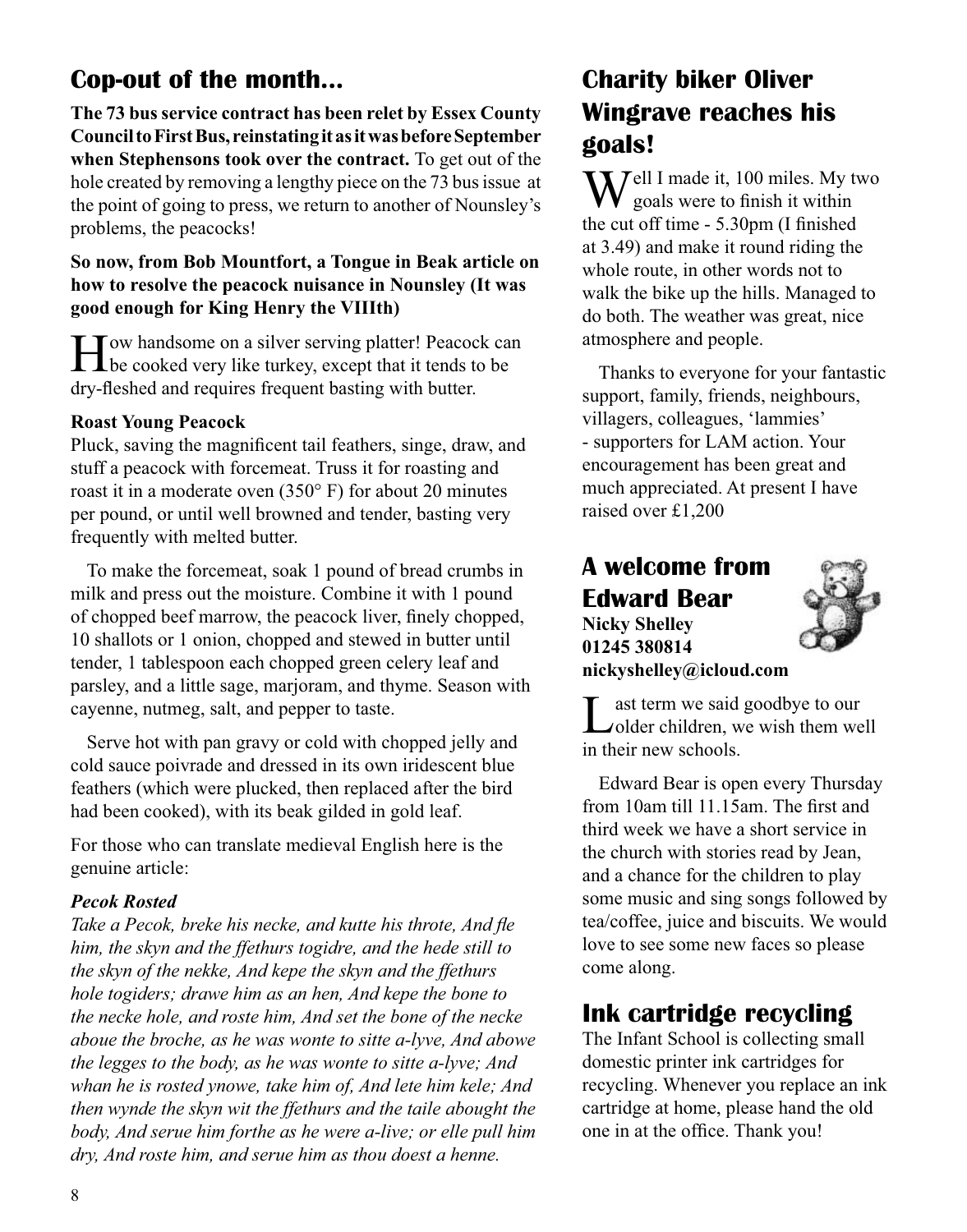## Cop-out of the month...

**The 73 bus service contract has been relet by Essex County Council to First Bus, reinstating it as it was before September when Stephensons took over the contract.** To get out of the hole created by removing a lengthy piece on the 73 bus issue at the point of going to press, we return to another of Nounsley's problems, the peacocks!

**So now, from Bob Mountfort, a Tongue in Beak article on how to resolve the peacock nuisance in Nounsley (It was good enough for King Henry the VIIIth)**

How handsome on a silver serving platter! Peacock can be cooked very like turkey, except that it tends to be dry-fleshed and requires frequent basting with butter.

**Roast Young Peacock**

Pluck, saving the magnificent tail feathers, singe, draw, and stuff a peacock with forcemeat. Truss it for roasting and roast it in a moderate oven (350° F) for about 20 minutes per pound, or until well browned and tender, basting very frequently with melted butter.

To make the forcemeat, soak 1 pound of bread crumbs in milk and press out the moisture. Combine it with 1 pound of chopped beef marrow, the peacock liver, finely chopped, 10 shallots or 1 onion, chopped and stewed in butter until tender, 1 tablespoon each chopped green celery leaf and parsley, and a little sage, marjoram, and thyme. Season with cayenne, nutmeg, salt, and pepper to taste.

Serve hot with pan gravy or cold with chopped jelly and cold sauce poivrade and dressed in its own iridescent blue feathers (which were plucked, then replaced after the bird had been cooked), with its beak gilded in gold leaf.

For those who can translate medieval English here is the genuine article:

***Pecok Rosted***

*Take a Pecok, breke his necke, and kutte his throte, And fle him, the skyn and the ffethurs togidre, and the hede still to the skyn of the nekke, And kepe the skyn and the ffethurs hole togiders; drawe him as an hen, And kepe the bone to the necke hole, and roste him, And set the bone of the necke aboue the broche, as he was wonte to sitte a-lyve, And abowe the legges to the body, as he was wonte to sitte a-lyve; And whan he is rosted ynowe, take him of, And lete him kele; And then wynde the skyn wit the ffethurs and the taile abought the body, And serue him forthe as he were a-live; or elle pull him dry, And roste him, and serue him as thou doest a henne.*

## Charity biker Oliver Wingrave reaches his goals!

Well I made it, 100 miles. My two goals were to finish it within the cut off time - 5.30pm (I finished at 3.49) and make it round riding the whole route, in other words not to walk the bike up the hills. Managed to do both. The weather was great, nice atmosphere and people.

Thanks to everyone for your fantastic support, family, friends, neighbours, villagers, colleagues, 'lammies' - supporters for LAM action. Your encouragement has been great and much appreciated. At present I have raised over £1,200

## A welcome from Edward Bear

**Nicky Shelley**
**01245 380814**
**nickyshelley@icloud.com**

Last term we said goodbye to our older children, we wish them well in their new schools.

Edward Bear is open every Thursday from 10am till 11.15am. The first and third week we have a short service in the church with stories read by Jean, and a chance for the children to play some music and sing songs followed by tea/coffee, juice and biscuits. We would love to see some new faces so please come along.

## Ink cartridge recycling

The Infant School is collecting small domestic printer ink cartridges for recycling. Whenever you replace an ink cartridge at home, please hand the old one in at the office. Thank you!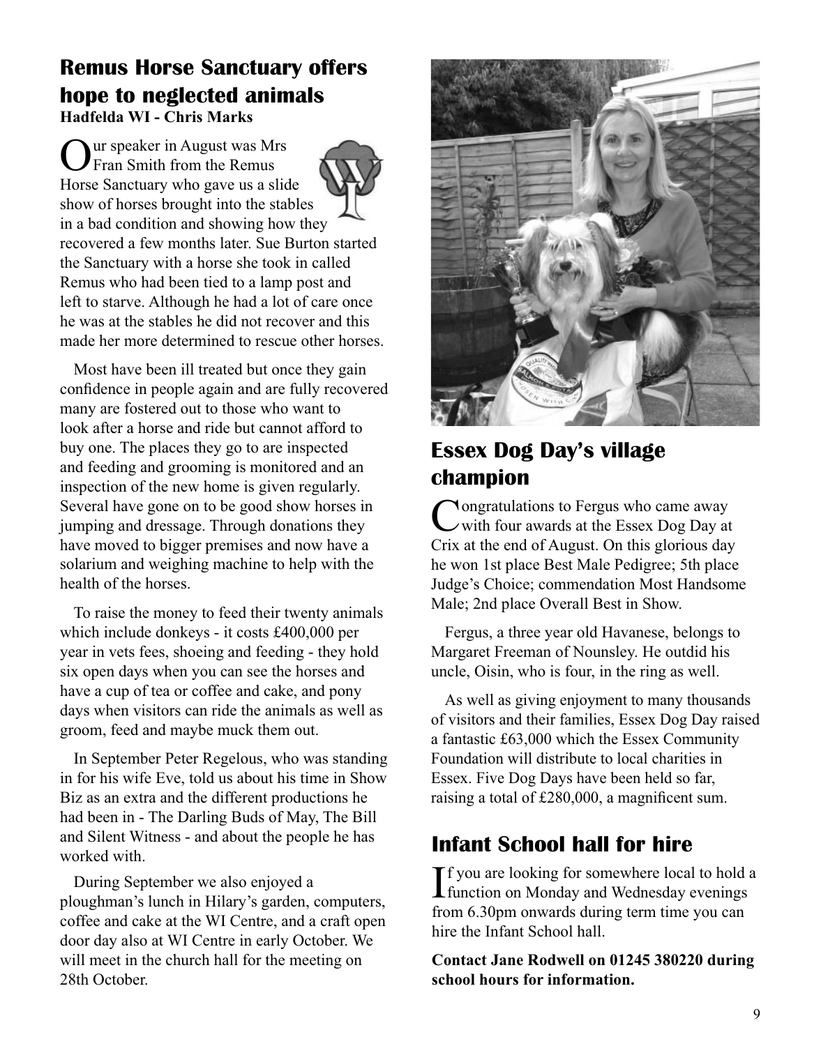## Remus Horse Sanctuary offers hope to neglected animals

**Hadfelda WI - Chris Marks**

Our speaker in August was Mrs Fran Smith from the Remus Horse Sanctuary who gave us a slide show of horses brought into the stables in a bad condition and showing how they recovered a few months later. Sue Burton started the Sanctuary with a horse she took in called Remus who had been tied to a lamp post and left to starve. Although he had a lot of care once he was at the stables he did not recover and this made her more determined to rescue other horses.

Most have been ill treated but once they gain confidence in people again and are fully recovered many are fostered out to those who want to look after a horse and ride but cannot afford to buy one. The places they go to are inspected and feeding and grooming is monitored and an inspection of the new home is given regularly. Several have gone on to be good show horses in jumping and dressage. Through donations they have moved to bigger premises and now have a solarium and weighing machine to help with the health of the horses.

To raise the money to feed their twenty animals which include donkeys - it costs £400,000 per year in vets fees, shoeing and feeding - they hold six open days when you can see the horses and have a cup of tea or coffee and cake, and pony days when visitors can ride the animals as well as groom, feed and maybe muck them out.

In September Peter Regelous, who was standing in for his wife Eve, told us about his time in Show Biz as an extra and the different productions he had been in - The Darling Buds of May, The Bill and Silent Witness - and about the people he has worked with.

During September we also enjoyed a ploughman's lunch in Hilary's garden, computers, coffee and cake at the WI Centre, and a craft open door day also at WI Centre in early October. We will meet in the church hall for the meeting on 28th October.

## Essex Dog Day's village champion

Congratulations to Fergus who came away with four awards at the Essex Dog Day at Crix at the end of August. On this glorious day he won 1st place Best Male Pedigree; 5th place Judge's Choice; commendation Most Handsome Male; 2nd place Overall Best in Show.

Fergus, a three year old Havanese, belongs to Margaret Freeman of Nounsley. He outdid his uncle, Oisin, who is four, in the ring as well.

As well as giving enjoyment to many thousands of visitors and their families, Essex Dog Day raised a fantastic £63,000 which the Essex Community Foundation will distribute to local charities in Essex. Five Dog Days have been held so far, raising a total of £280,000, a magnificent sum.

## Infant School hall for hire

If you are looking for somewhere local to hold a function on Monday and Wednesday evenings from 6.30pm onwards during term time you can hire the Infant School hall.

**Contact Jane Rodwell on 01245 380220 during school hours for information.**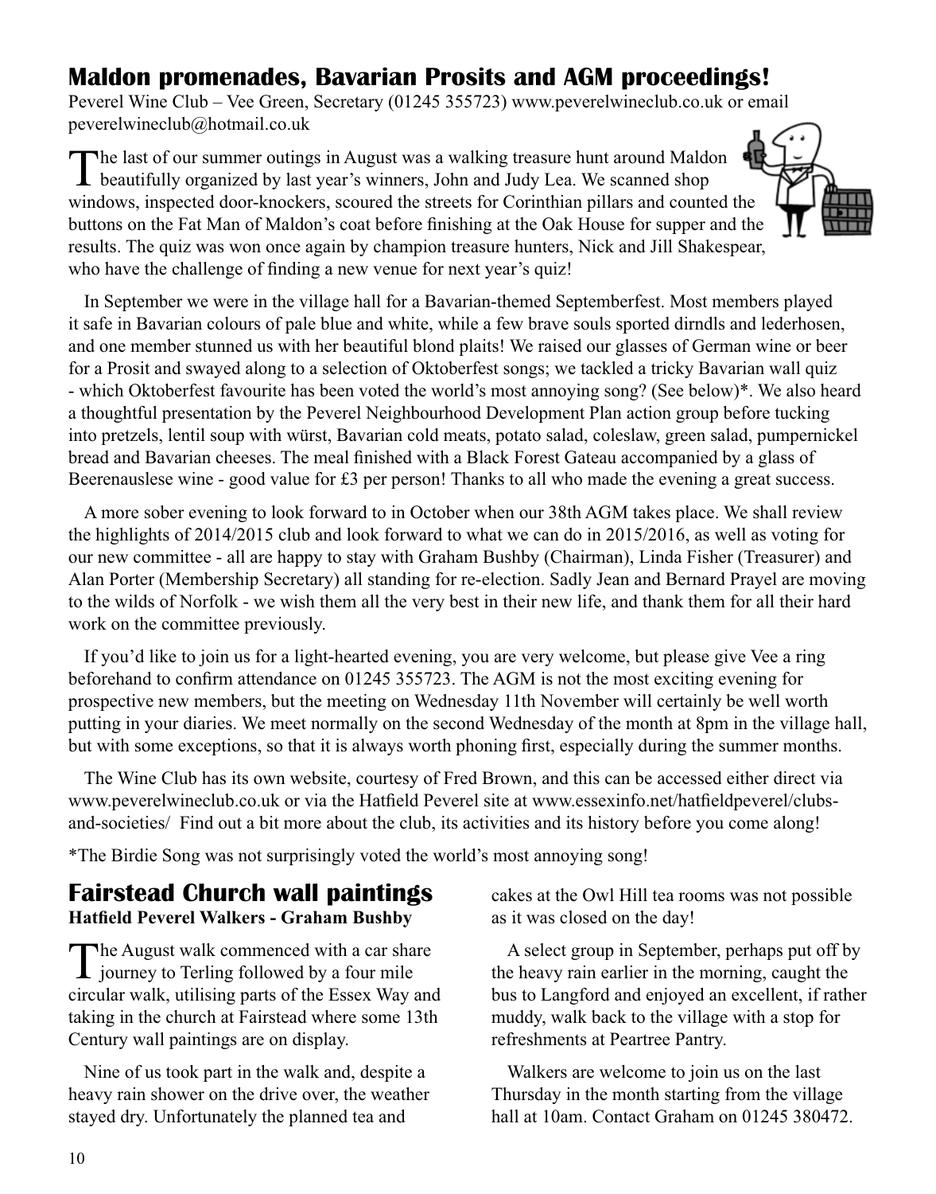## Maldon promenades, Bavarian Prosits and AGM proceedings!

Peverel Wine Club – Vee Green, Secretary (01245 355723) www.peverelwineclub.co.uk or email peverelwineclub@hotmail.co.uk

The last of our summer outings in August was a walking treasure hunt around Maldon beautifully organized by last year's winners, John and Judy Lea. We scanned shop windows, inspected door-knockers, scoured the streets for Corinthian pillars and counted the buttons on the Fat Man of Maldon's coat before finishing at the Oak House for supper and the results. The quiz was won once again by champion treasure hunters, Nick and Jill Shakespear, who have the challenge of finding a new venue for next year's quiz!

In September we were in the village hall for a Bavarian-themed Septemberfest. Most members played it safe in Bavarian colours of pale blue and white, while a few brave souls sported dirndls and lederhosen, and one member stunned us with her beautiful blond plaits! We raised our glasses of German wine or beer for a Prosit and swayed along to a selection of Oktoberfest songs; we tackled a tricky Bavarian wall quiz - which Oktoberfest favourite has been voted the world's most annoying song? (See below)*. We also heard a thoughtful presentation by the Peverel Neighbourhood Development Plan action group before tucking into pretzels, lentil soup with würst, Bavarian cold meats, potato salad, coleslaw, green salad, pumpernickel bread and Bavarian cheeses. The meal finished with a Black Forest Gateau accompanied by a glass of Beerenauslese wine - good value for £3 per person! Thanks to all who made the evening a great success.

A more sober evening to look forward to in October when our 38th AGM takes place. We shall review the highlights of 2014/2015 club and look forward to what we can do in 2015/2016, as well as voting for our new committee - all are happy to stay with Graham Bushby (Chairman), Linda Fisher (Treasurer) and Alan Porter (Membership Secretary) all standing for re-election. Sadly Jean and Bernard Prayel are moving to the wilds of Norfolk - we wish them all the very best in their new life, and thank them for all their hard work on the committee previously.

If you'd like to join us for a light-hearted evening, you are very welcome, but please give Vee a ring beforehand to confirm attendance on 01245 355723. The AGM is not the most exciting evening for prospective new members, but the meeting on Wednesday 11th November will certainly be well worth putting in your diaries. We meet normally on the second Wednesday of the month at 8pm in the village hall, but with some exceptions, so that it is always worth phoning first, especially during the summer months.

The Wine Club has its own website, courtesy of Fred Brown, and this can be accessed either direct via www.peverelwineclub.co.uk or via the Hatfield Peverel site at www.essexinfo.net/hatfieldpeverel/clubs-and-societies/ Find out a bit more about the club, its activities and its history before you come along!

*The Birdie Song was not surprisingly voted the world's most annoying song!

## Fairstead Church wall paintings

**Hatfield Peverel Walkers - Graham Bushby**

The August walk commenced with a car share journey to Terling followed by a four mile circular walk, utilising parts of the Essex Way and taking in the church at Fairstead where some 13th Century wall paintings are on display.

Nine of us took part in the walk and, despite a heavy rain shower on the drive over, the weather stayed dry. Unfortunately the planned tea and cakes at the Owl Hill tea rooms was not possible as it was closed on the day!

A select group in September, perhaps put off by the heavy rain earlier in the morning, caught the bus to Langford and enjoyed an excellent, if rather muddy, walk back to the village with a stop for refreshments at Peartree Pantry.

Walkers are welcome to join us on the last Thursday in the month starting from the village hall at 10am. Contact Graham on 01245 380472.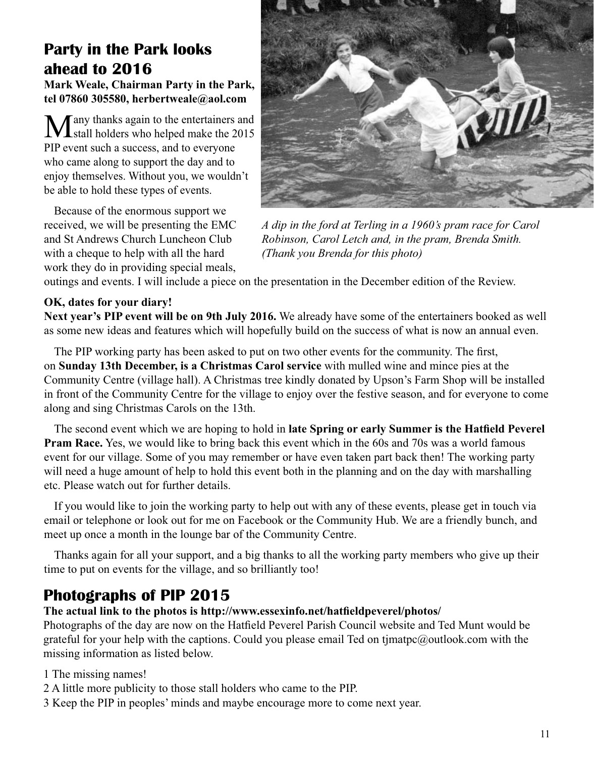## Party in the Park looks ahead to 2016

**Mark Weale, Chairman Party in the Park, tel 07860 305580, herbertweale@aol.com**

Many thanks again to the entertainers and stall holders who helped make the 2015 PIP event such a success, and to everyone who came along to support the day and to enjoy themselves. Without you, we wouldn't be able to hold these types of events.

Because of the enormous support we received, we will be presenting the EMC and St Andrews Church Luncheon Club with a cheque to help with all the hard work they do in providing special meals, outings and events. I will include a piece on the presentation in the December edition of the Review.

*A dip in the ford at Terling in a 1960's pram race for Carol Robinson, Carol Letch and, in the pram, Brenda Smith. (Thank you Brenda for this photo)*

**OK, dates for your diary!**

**Next year's PIP event will be on 9th July 2016.** We already have some of the entertainers booked as well as some new ideas and features which will hopefully build on the success of what is now an annual even.

The PIP working party has been asked to put on two other events for the community. The first, on **Sunday 13th December, is a Christmas Carol service** with mulled wine and mince pies at the Community Centre (village hall). A Christmas tree kindly donated by Upson's Farm Shop will be installed in front of the Community Centre for the village to enjoy over the festive season, and for everyone to come along and sing Christmas Carols on the 13th.

The second event which we are hoping to hold in **late Spring or early Summer is the Hatfield Peverel Pram Race.** Yes, we would like to bring back this event which in the 60s and 70s was a world famous event for our village. Some of you may remember or have even taken part back then! The working party will need a huge amount of help to hold this event both in the planning and on the day with marshalling etc. Please watch out for further details.

If you would like to join the working party to help out with any of these events, please get in touch via email or telephone or look out for me on Facebook or the Community Hub. We are a friendly bunch, and meet up once a month in the lounge bar of the Community Centre.

Thanks again for all your support, and a big thanks to all the working party members who give up their time to put on events for the village, and so brilliantly too!

## Photographs of PIP 2015

**The actual link to the photos is http://www.essexinfo.net/hatfieldpeverel/photos/**

Photographs of the day are now on the Hatfield Peverel Parish Council website and Ted Munt would be grateful for your help with the captions. Could you please email Ted on tjmatpc@outlook.com with the missing information as listed below.

1 The missing names!
2 A little more publicity to those stall holders who came to the PIP.
3 Keep the PIP in peoples' minds and maybe encourage more to come next year.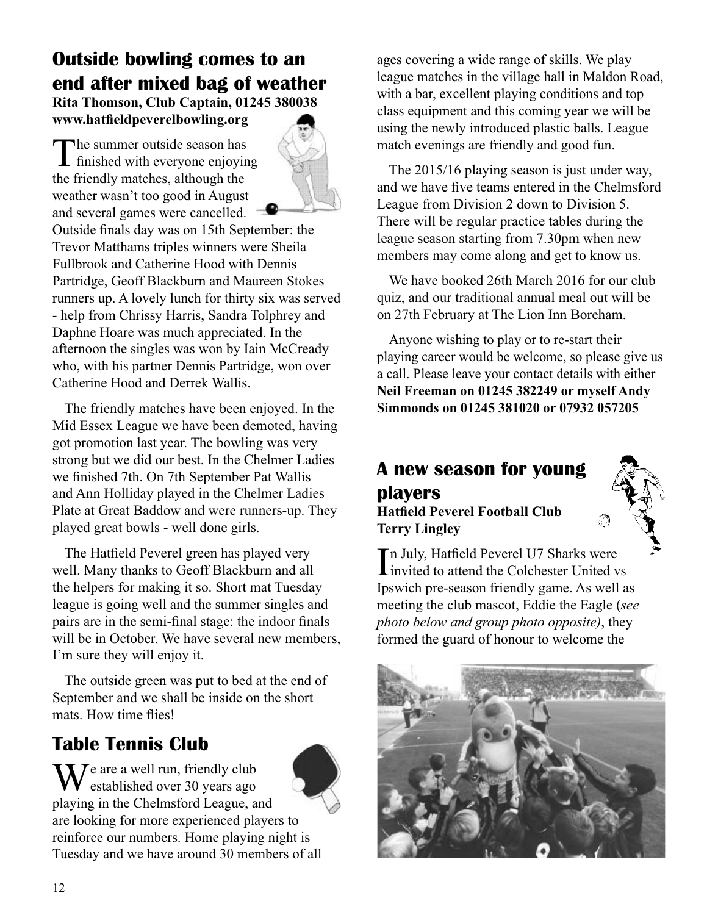## Outside bowling comes to an end after mixed bag of weather

**Rita Thomson, Club Captain, 01245 380038**
**www.hatfieldpeverelbowling.org**

The summer outside season has finished with everyone enjoying the friendly matches, although the weather wasn't too good in August and several games were cancelled. Outside finals day was on 15th September: the Trevor Matthams triples winners were Sheila Fullbrook and Catherine Hood with Dennis Partridge, Geoff Blackburn and Maureen Stokes runners up. A lovely lunch for thirty six was served - help from Chrissy Harris, Sandra Tolphrey and Daphne Hoare was much appreciated. In the afternoon the singles was won by Iain McCready who, with his partner Dennis Partridge, won over Catherine Hood and Derrek Wallis.

The friendly matches have been enjoyed. In the Mid Essex League we have been demoted, having got promotion last year. The bowling was very strong but we did our best. In the Chelmer Ladies we finished 7th. On 7th September Pat Wallis and Ann Holliday played in the Chelmer Ladies Plate at Great Baddow and were runners-up. They played great bowls - well done girls.

The Hatfield Peverel green has played very well. Many thanks to Geoff Blackburn and all the helpers for making it so. Short mat Tuesday league is going well and the summer singles and pairs are in the semi-final stage: the indoor finals will be in October. We have several new members, I'm sure they will enjoy it.

The outside green was put to bed at the end of September and we shall be inside on the short mats. How time flies!

## Table Tennis Club

We are a well run, friendly club established over 30 years ago playing in the Chelmsford League, and are looking for more experienced players to reinforce our numbers. Home playing night is Tuesday and we have around 30 members of all ages covering a wide range of skills. We play league matches in the village hall in Maldon Road, with a bar, excellent playing conditions and top class equipment and this coming year we will be using the newly introduced plastic balls. League match evenings are friendly and good fun.

The 2015/16 playing season is just under way, and we have five teams entered in the Chelmsford League from Division 2 down to Division 5. There will be regular practice tables during the league season starting from 7.30pm when new members may come along and get to know us.

We have booked 26th March 2016 for our club quiz, and our traditional annual meal out will be on 27th February at The Lion Inn Boreham.

Anyone wishing to play or to re-start their playing career would be welcome, so please give us a call. Please leave your contact details with either **Neil Freeman on 01245 382249 or myself Andy Simmonds on 01245 381020 or 07932 057205**

## A new season for young players

**Hatfield Peverel Football Club**
**Terry Lingley**

In July, Hatfield Peverel U7 Sharks were invited to attend the Colchester United vs Ipswich pre-season friendly game. As well as meeting the club mascot, Eddie the Eagle (*see photo below and group photo opposite)*, they formed the guard of honour to welcome the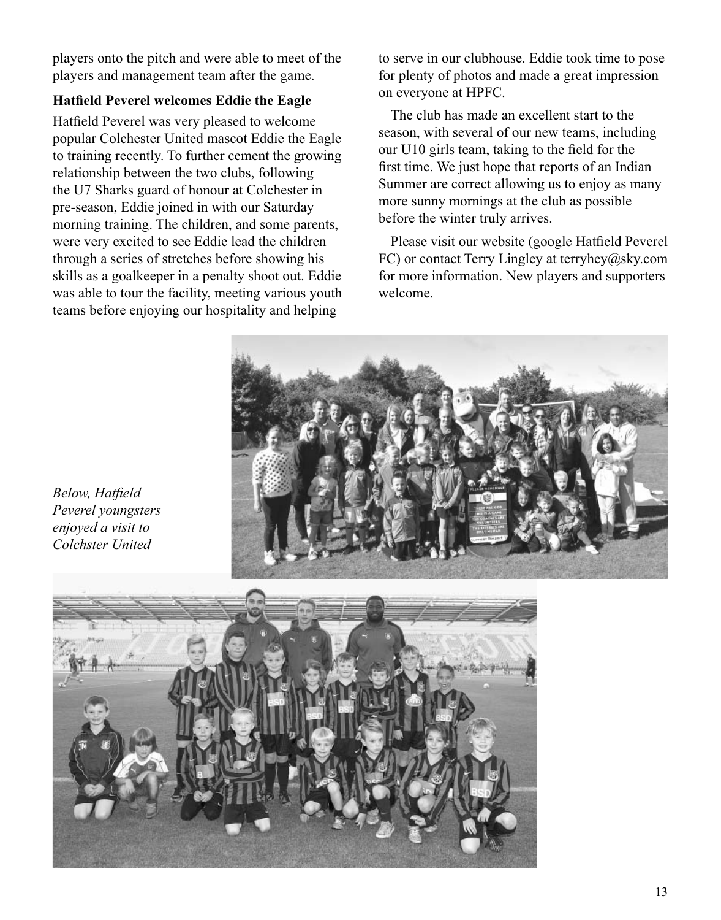players onto the pitch and were able to meet of the players and management team after the game.

**Hatfield Peverel welcomes Eddie the Eagle**

Hatfield Peverel was very pleased to welcome popular Colchester United mascot Eddie the Eagle to training recently. To further cement the growing relationship between the two clubs, following the U7 Sharks guard of honour at Colchester in pre-season, Eddie joined in with our Saturday morning training. The children, and some parents, were very excited to see Eddie lead the children through a series of stretches before showing his skills as a goalkeeper in a penalty shoot out. Eddie was able to tour the facility, meeting various youth teams before enjoying our hospitality and helping to serve in our clubhouse. Eddie took time to pose for plenty of photos and made a great impression on everyone at HPFC.

The club has made an excellent start to the season, with several of our new teams, including our U10 girls team, taking to the field for the first time. We just hope that reports of an Indian Summer are correct allowing us to enjoy as many more sunny mornings at the club as possible before the winter truly arrives.

Please visit our website (google Hatfield Peverel FC) or contact Terry Lingley at terryhey@sky.com for more information. New players and supporters welcome.

*Below, Hatfield Peverel youngsters enjoyed a visit to Colchster United*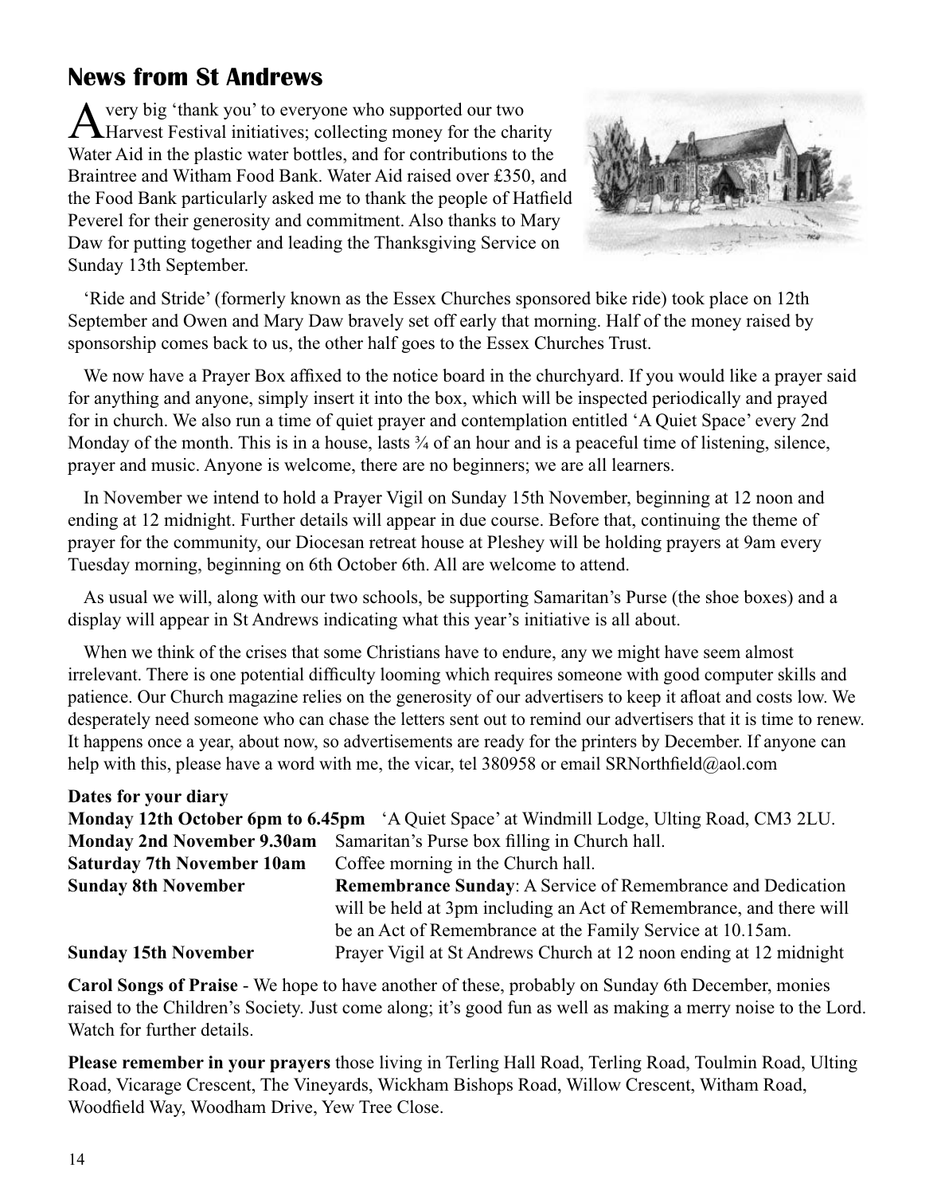## News from St Andrews

A very big 'thank you' to everyone who supported our two Harvest Festival initiatives; collecting money for the charity Water Aid in the plastic water bottles, and for contributions to the Braintree and Witham Food Bank. Water Aid raised over £350, and the Food Bank particularly asked me to thank the people of Hatfield Peverel for their generosity and commitment. Also thanks to Mary Daw for putting together and leading the Thanksgiving Service on Sunday 13th September.

'Ride and Stride' (formerly known as the Essex Churches sponsored bike ride) took place on 12th September and Owen and Mary Daw bravely set off early that morning. Half of the money raised by sponsorship comes back to us, the other half goes to the Essex Churches Trust.

We now have a Prayer Box affixed to the notice board in the churchyard. If you would like a prayer said for anything and anyone, simply insert it into the box, which will be inspected periodically and prayed for in church. We also run a time of quiet prayer and contemplation entitled 'A Quiet Space' every 2nd Monday of the month. This is in a house, lasts ¾ of an hour and is a peaceful time of listening, silence, prayer and music. Anyone is welcome, there are no beginners; we are all learners.

In November we intend to hold a Prayer Vigil on Sunday 15th November, beginning at 12 noon and ending at 12 midnight. Further details will appear in due course. Before that, continuing the theme of prayer for the community, our Diocesan retreat house at Pleshey will be holding prayers at 9am every Tuesday morning, beginning on 6th October 6th. All are welcome to attend.

As usual we will, along with our two schools, be supporting Samaritan's Purse (the shoe boxes) and a display will appear in St Andrews indicating what this year's initiative is all about.

When we think of the crises that some Christians have to endure, any we might have seem almost irrelevant. There is one potential difficulty looming which requires someone with good computer skills and patience. Our Church magazine relies on the generosity of our advertisers to keep it afloat and costs low. We desperately need someone who can chase the letters sent out to remind our advertisers that it is time to renew. It happens once a year, about now, so advertisements are ready for the printers by December. If anyone can help with this, please have a word with me, the vicar, tel 380958 or email SRNorthfield@aol.com

**Dates for your diary**

**Monday 12th October 6pm to 6.45pm** 'A Quiet Space' at Windmill Lodge, Ulting Road, CM3 2LU.

**Monday 2nd November 9.30am** Samaritan's Purse box filling in Church hall.

**Saturday 7th November 10am** Coffee morning in the Church hall.

**Sunday 8th November** **Remembrance Sunday**: A Service of Remembrance and Dedication will be held at 3pm including an Act of Remembrance, and there will be an Act of Remembrance at the Family Service at 10.15am.

**Sunday 15th November** Prayer Vigil at St Andrews Church at 12 noon ending at 12 midnight

**Carol Songs of Praise** - We hope to have another of these, probably on Sunday 6th December, monies raised to the Children's Society. Just come along; it's good fun as well as making a merry noise to the Lord. Watch for further details.

**Please remember in your prayers** those living in Terling Hall Road, Terling Road, Toulmin Road, Ulting Road, Vicarage Crescent, The Vineyards, Wickham Bishops Road, Willow Crescent, Witham Road, Woodfield Way, Woodham Drive, Yew Tree Close.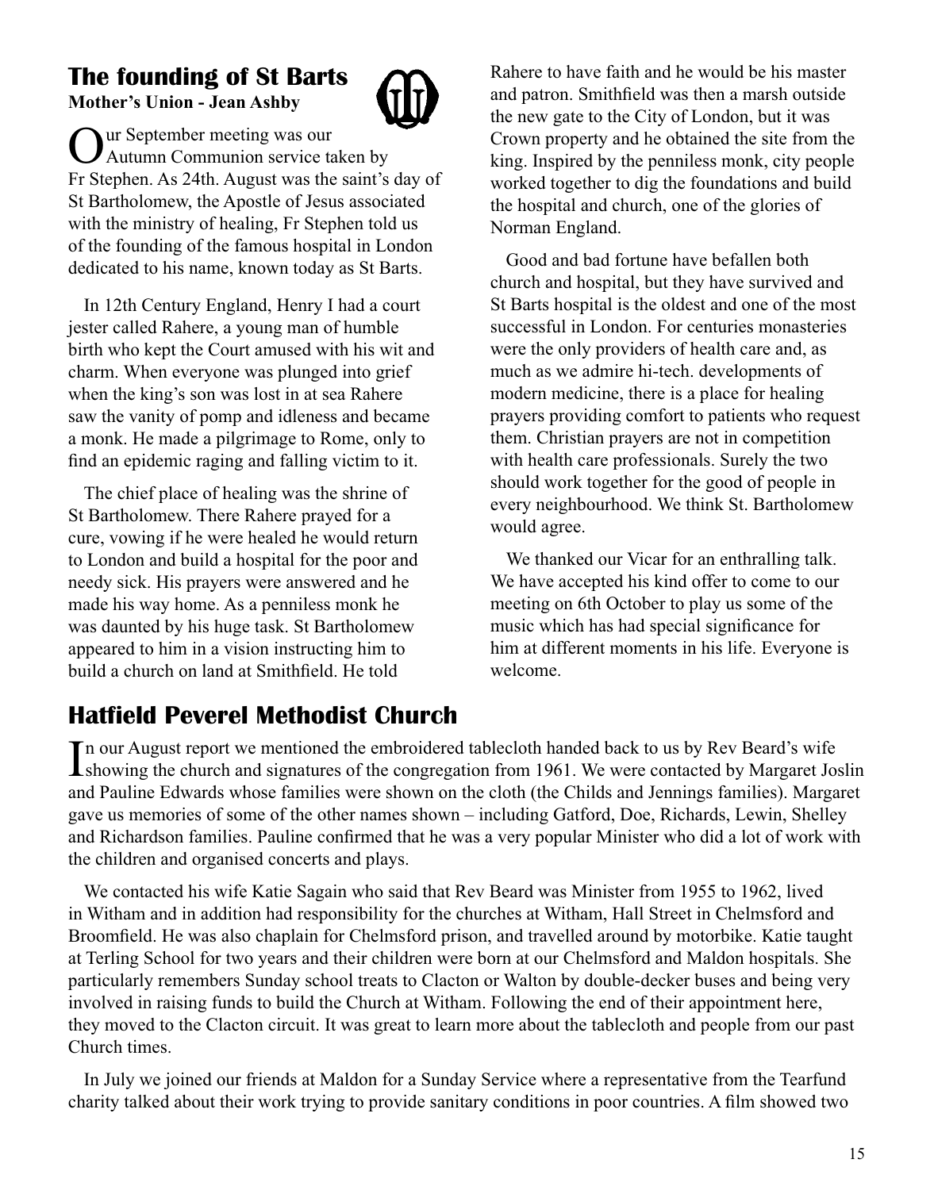## The founding of St Barts

**Mother's Union - Jean Ashby**

Our September meeting was our Autumn Communion service taken by Fr Stephen. As 24th. August was the saint's day of St Bartholomew, the Apostle of Jesus associated with the ministry of healing, Fr Stephen told us of the founding of the famous hospital in London dedicated to his name, known today as St Barts.

In 12th Century England, Henry I had a court jester called Rahere, a young man of humble birth who kept the Court amused with his wit and charm. When everyone was plunged into grief when the king's son was lost in at sea Rahere saw the vanity of pomp and idleness and became a monk. He made a pilgrimage to Rome, only to find an epidemic raging and falling victim to it.

The chief place of healing was the shrine of St Bartholomew. There Rahere prayed for a cure, vowing if he were healed he would return to London and build a hospital for the poor and needy sick. His prayers were answered and he made his way home. As a penniless monk he was daunted by his huge task. St Bartholomew appeared to him in a vision instructing him to build a church on land at Smithfield. He told Rahere to have faith and he would be his master and patron. Smithfield was then a marsh outside the new gate to the City of London, but it was Crown property and he obtained the site from the king. Inspired by the penniless monk, city people worked together to dig the foundations and build the hospital and church, one of the glories of Norman England.

Good and bad fortune have befallen both church and hospital, but they have survived and St Barts hospital is the oldest and one of the most successful in London. For centuries monasteries were the only providers of health care and, as much as we admire hi-tech. developments of modern medicine, there is a place for healing prayers providing comfort to patients who request them. Christian prayers are not in competition with health care professionals. Surely the two should work together for the good of people in every neighbourhood. We think St. Bartholomew would agree.

We thanked our Vicar for an enthralling talk. We have accepted his kind offer to come to our meeting on 6th October to play us some of the music which has had special significance for him at different moments in his life. Everyone is welcome.

## Hatfield Peverel Methodist Church

In our August report we mentioned the embroidered tablecloth handed back to us by Rev Beard's wife showing the church and signatures of the congregation from 1961. We were contacted by Margaret Joslin and Pauline Edwards whose families were shown on the cloth (the Childs and Jennings families). Margaret gave us memories of some of the other names shown – including Gatford, Doe, Richards, Lewin, Shelley and Richardson families. Pauline confirmed that he was a very popular Minister who did a lot of work with the children and organised concerts and plays.

We contacted his wife Katie Sagain who said that Rev Beard was Minister from 1955 to 1962, lived in Witham and in addition had responsibility for the churches at Witham, Hall Street in Chelmsford and Broomfield. He was also chaplain for Chelmsford prison, and travelled around by motorbike. Katie taught at Terling School for two years and their children were born at our Chelmsford and Maldon hospitals. She particularly remembers Sunday school treats to Clacton or Walton by double-decker buses and being very involved in raising funds to build the Church at Witham. Following the end of their appointment here, they moved to the Clacton circuit. It was great to learn more about the tablecloth and people from our past Church times.

In July we joined our friends at Maldon for a Sunday Service where a representative from the Tearfund charity talked about their work trying to provide sanitary conditions in poor countries. A film showed two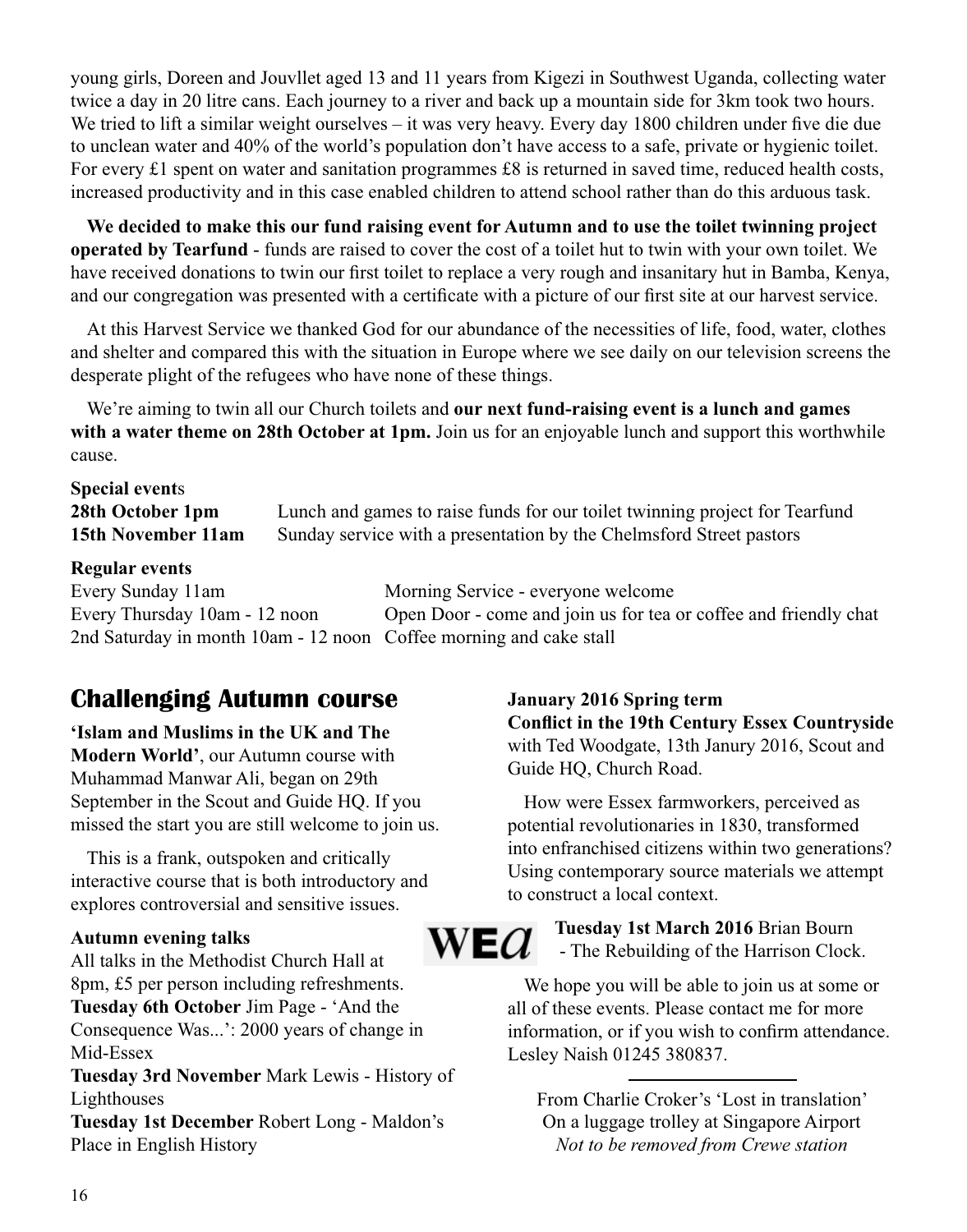young girls, Doreen and Jouvllet aged 13 and 11 years from Kigezi in Southwest Uganda, collecting water twice a day in 20 litre cans. Each journey to a river and back up a mountain side for 3km took two hours. We tried to lift a similar weight ourselves – it was very heavy. Every day 1800 children under five die due to unclean water and 40% of the world's population don't have access to a safe, private or hygienic toilet. For every £1 spent on water and sanitation programmes £8 is returned in saved time, reduced health costs, increased productivity and in this case enabled children to attend school rather than do this arduous task.

**We decided to make this our fund raising event for Autumn and to use the toilet twinning project operated by Tearfund** - funds are raised to cover the cost of a toilet hut to twin with your own toilet. We have received donations to twin our first toilet to replace a very rough and insanitary hut in Bamba, Kenya, and our congregation was presented with a certificate with a picture of our first site at our harvest service.

At this Harvest Service we thanked God for our abundance of the necessities of life, food, water, clothes and shelter and compared this with the situation in Europe where we see daily on our television screens the desperate plight of the refugees who have none of these things.

We're aiming to twin all our Church toilets and **our next fund-raising event is a lunch and games with a water theme on 28th October at 1pm.** Join us for an enjoyable lunch and support this worthwhile cause.

**Special events**

| | |
|---|---|
| **28th October 1pm** | Lunch and games to raise funds for our toilet twinning project for Tearfund |
| **15th November 11am** | Sunday service with a presentation by the Chelmsford Street pastors |

**Regular events**

| | |
|---|---|
| Every Sunday 11am | Morning Service - everyone welcome |
| Every Thursday 10am - 12 noon | Open Door - come and join us for tea or coffee and friendly chat |
| 2nd Saturday in month 10am - 12 noon | Coffee morning and cake stall |

## Challenging Autumn course

**'Islam and Muslims in the UK and The Modern World'**, our Autumn course with Muhammad Manwar Ali, began on 29th September in the Scout and Guide HQ. If you missed the start you are still welcome to join us.

This is a frank, outspoken and critically interactive course that is both introductory and explores controversial and sensitive issues.

**Autumn evening talks**

All talks in the Methodist Church Hall at 8pm, £5 per person including refreshments.

**Tuesday 6th October** Jim Page - 'And the Consequence Was...': 2000 years of change in Mid-Essex

**Tuesday 3rd November** Mark Lewis - History of Lighthouses

**Tuesday 1st December** Robert Long - Maldon's Place in English History

**January 2016 Spring term**

**Conflict in the 19th Century Essex Countryside** with Ted Woodgate, 13th Janury 2016, Scout and Guide HQ, Church Road.

How were Essex farmworkers, perceived as potential revolutionaries in 1830, transformed into enfranchised citizens within two generations? Using contemporary source materials we attempt to construct a local context.

WEA

**Tuesday 1st March 2016** Brian Bourn - The Rebuilding of the Harrison Clock.

We hope you will be able to join us at some or all of these events. Please contact me for more information, or if you wish to confirm attendance. Lesley Naish 01245 380837.

---

From Charlie Croker's 'Lost in translation'
On a luggage trolley at Singapore Airport
*Not to be removed from Crewe station*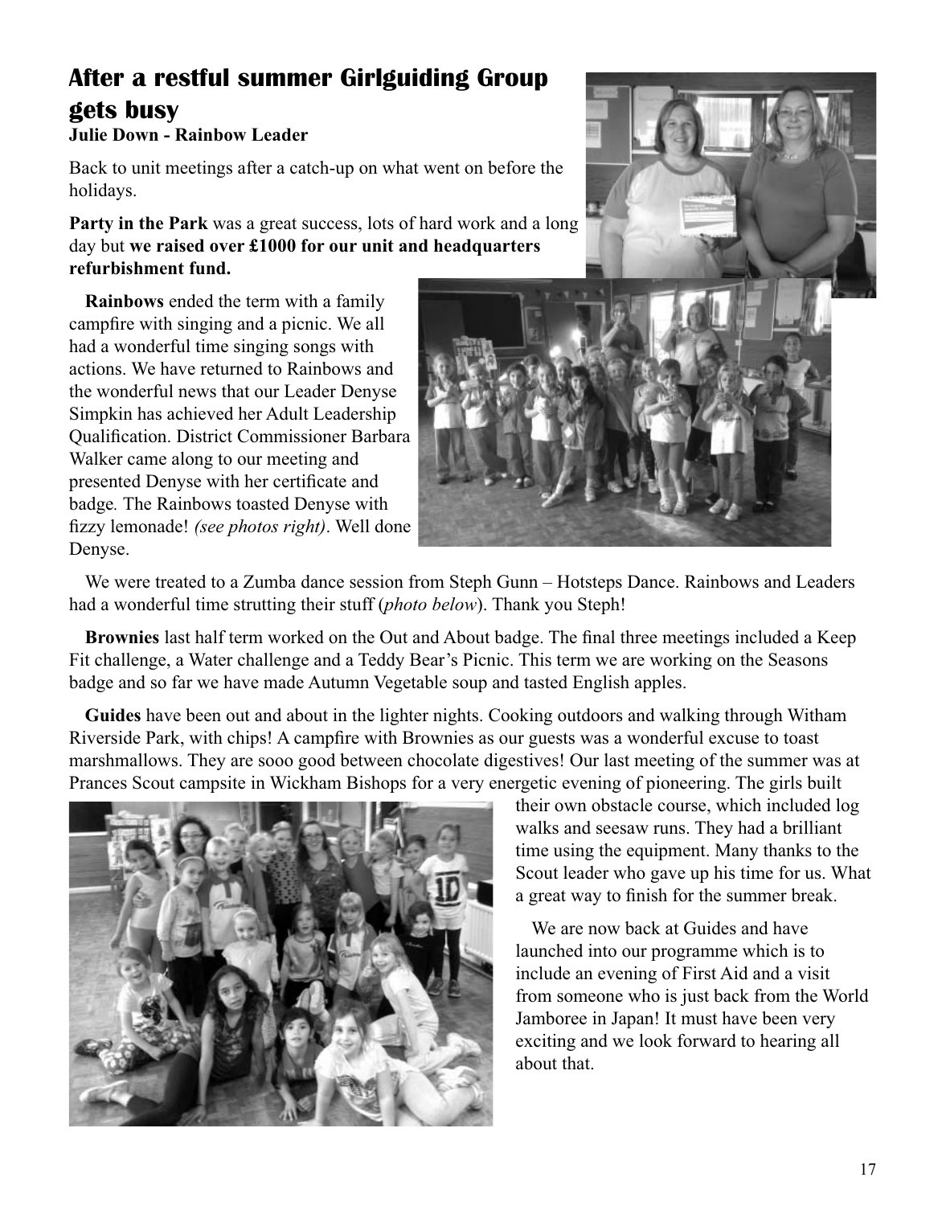# After a restful summer Girlguiding Group gets busy

**Julie Down - Rainbow Leader**

Back to unit meetings after a catch-up on what went on before the holidays.

**Party in the Park** was a great success, lots of hard work and a long day but **we raised over £1000 for our unit and headquarters refurbishment fund.**

**Rainbows** ended the term with a family campfire with singing and a picnic. We all had a wonderful time singing songs with actions. We have returned to Rainbows and the wonderful news that our Leader Denyse Simpkin has achieved her Adult Leadership Qualification. District Commissioner Barbara Walker came along to our meeting and presented Denyse with her certificate and badge. The Rainbows toasted Denyse with fizzy lemonade! *(see photos right)*. Well done Denyse.

We were treated to a Zumba dance session from Steph Gunn – Hotsteps Dance. Rainbows and Leaders had a wonderful time strutting their stuff (*photo below*). Thank you Steph!

**Brownies** last half term worked on the Out and About badge. The final three meetings included a Keep Fit challenge, a Water challenge and a Teddy Bear's Picnic. This term we are working on the Seasons badge and so far we have made Autumn Vegetable soup and tasted English apples.

**Guides** have been out and about in the lighter nights. Cooking outdoors and walking through Witham Riverside Park, with chips! A campfire with Brownies as our guests was a wonderful excuse to toast marshmallows. They are sooo good between chocolate digestives! Our last meeting of the summer was at Prances Scout campsite in Wickham Bishops for a very energetic evening of pioneering. The girls built their own obstacle course, which included log walks and seesaw runs. They had a brilliant time using the equipment. Many thanks to the Scout leader who gave up his time for us. What a great way to finish for the summer break.

We are now back at Guides and have launched into our programme which is to include an evening of First Aid and a visit from someone who is just back from the World Jamboree in Japan! It must have been very exciting and we look forward to hearing all about that.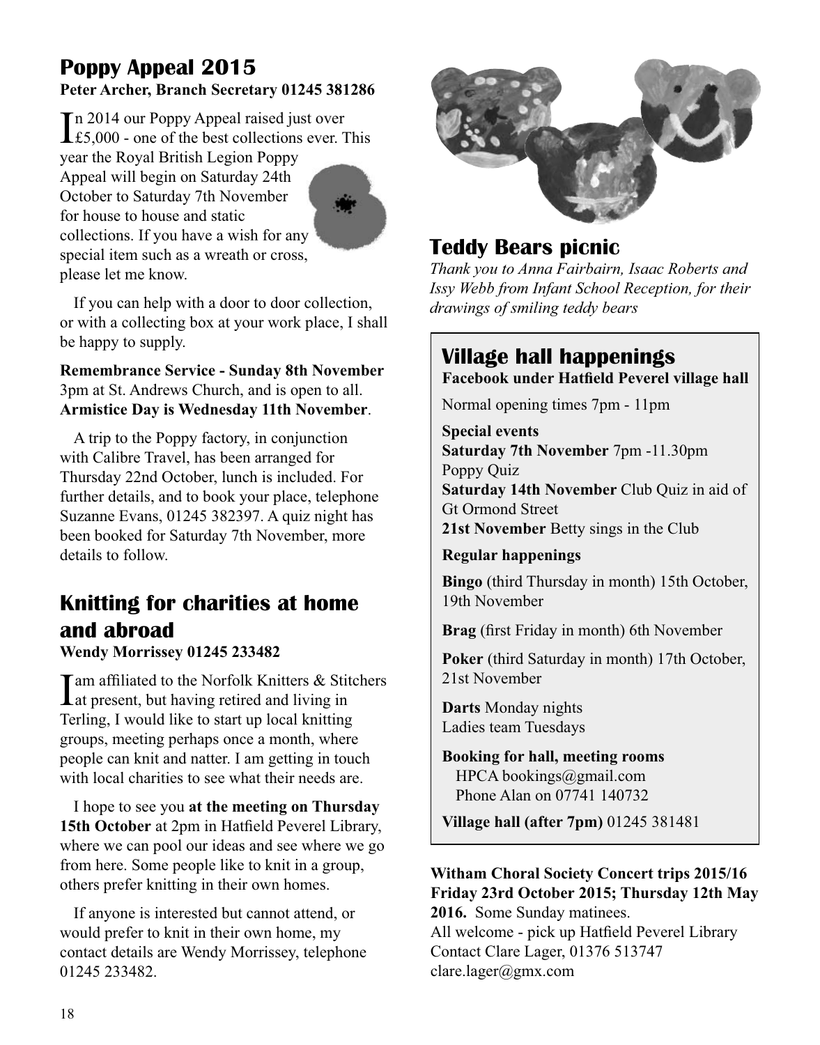## Poppy Appeal 2015

**Peter Archer, Branch Secretary 01245 381286**

In 2014 our Poppy Appeal raised just over £5,000 - one of the best collections ever. This year the Royal British Legion Poppy Appeal will begin on Saturday 24th October to Saturday 7th November for house to house and static collections. If you have a wish for any special item such as a wreath or cross, please let me know.

If you can help with a door to door collection, or with a collecting box at your work place, I shall be happy to supply.

**Remembrance Service - Sunday 8th November** 3pm at St. Andrews Church, and is open to all. **Armistice Day is Wednesday 11th November**.

A trip to the Poppy factory, in conjunction with Calibre Travel, has been arranged for Thursday 22nd October, lunch is included. For further details, and to book your place, telephone Suzanne Evans, 01245 382397. A quiz night has been booked for Saturday 7th November, more details to follow.

## Knitting for charities at home and abroad

**Wendy Morrissey 01245 233482**

I am affiliated to the Norfolk Knitters & Stitchers at present, but having retired and living in Terling, I would like to start up local knitting groups, meeting perhaps once a month, where people can knit and natter. I am getting in touch with local charities to see what their needs are.

I hope to see you **at the meeting on Thursday 15th October** at 2pm in Hatfield Peverel Library, where we can pool our ideas and see where we go from here. Some people like to knit in a group, others prefer knitting in their own homes.

If anyone is interested but cannot attend, or would prefer to knit in their own home, my contact details are Wendy Morrissey, telephone 01245 233482.

## Teddy Bears picnic

*Thank you to Anna Fairbairn, Isaac Roberts and Issy Webb from Infant School Reception, for their drawings of smiling teddy bears*

## Village hall happenings

**Facebook under Hatfield Peverel village hall**

Normal opening times 7pm - 11pm

**Special events**
**Saturday 7th November** 7pm -11.30pm Poppy Quiz
**Saturday 14th November** Club Quiz in aid of Gt Ormond Street
**21st November** Betty sings in the Club

**Regular happenings**

**Bingo** (third Thursday in month) 15th October, 19th November

**Brag** (first Friday in month) 6th November

**Poker** (third Saturday in month) 17th October, 21st November

**Darts** Monday nights
Ladies team Tuesdays

**Booking for hall, meeting rooms**
HPCA bookings@gmail.com
Phone Alan on 07741 140732

**Village hall (after 7pm)** 01245 381481

**Witham Choral Society Concert trips 2015/16**
**Friday 23rd October 2015; Thursday 12th May 2016.** Some Sunday matinees.
All welcome - pick up Hatfield Peverel Library
Contact Clare Lager, 01376 513747
clare.lager@gmx.com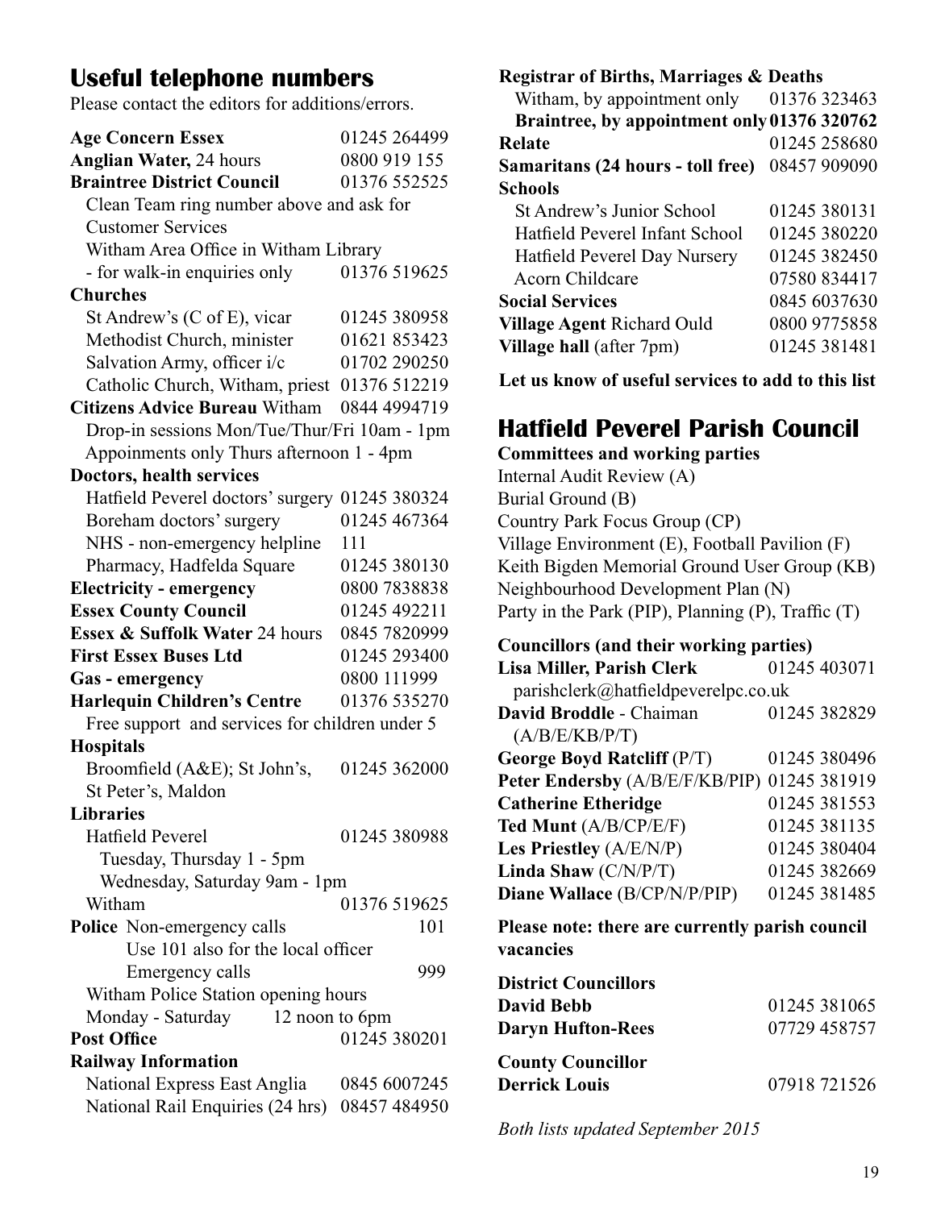## Useful telephone numbers

Please contact the editors for additions/errors.

**Age Concern Essex** 01245 264499
**Anglian Water,** 24 hours 0800 919 155
**Braintree District Council** 01376 552525
Clean Team ring number above and ask for Customer Services
Witham Area Office in Witham Library - for walk-in enquiries only 01376 519625

**Churches**
St Andrew's (C of E), vicar 01245 380958
Methodist Church, minister 01621 853423
Salvation Army, officer i/c 01702 290250
Catholic Church, Witham, priest 01376 512219

**Citizens Advice Bureau** Witham 0844 4994719
Drop-in sessions Mon/Tue/Thur/Fri 10am - 1pm
Appoinments only Thurs afternoon 1 - 4pm

**Doctors, health services**
Hatfield Peverel doctors' surgery 01245 380324
Boreham doctors' surgery 01245 467364
NHS - non-emergency helpline 111
Pharmacy, Hadfelda Square 01245 380130

**Electricity - emergency** 0800 7838838
**Essex County Council** 01245 492211
**Essex & Suffolk Water** 24 hours 0845 7820999
**First Essex Buses Ltd** 01245 293400
**Gas - emergency** 0800 111999
**Harlequin Children's Centre** 01376 535270
Free support and services for children under 5

**Hospitals**
Broomfield (A&E); St John's, St Peter's, Maldon 01245 362000

**Libraries**
Hatfield Peverel 01245 380988
Tuesday, Thursday 1 - 5pm
Wednesday, Saturday 9am - 1pm
Witham 01376 519625

**Police** Non-emergency calls 101
Use 101 also for the local officer
Emergency calls 999
Witham Police Station opening hours
Monday - Saturday 12 noon to 6pm

**Post Office** 01245 380201

**Railway Information**
National Express East Anglia 0845 6007245
National Rail Enquiries (24 hrs) 08457 484950

**Registrar of Births, Marriages & Deaths**
Witham, by appointment only 01376 323463
**Braintree, by appointment only 01376 320762**

**Relate** 01245 258680
**Samaritans (24 hours - toll free)** 08457 909090

**Schools**
St Andrew's Junior School 01245 380131
Hatfield Peverel Infant School 01245 380220
Hatfield Peverel Day Nursery 01245 382450
Acorn Childcare 07580 834417

**Social Services** 0845 6037630
**Village Agent** Richard Ould 0800 9775858
**Village hall** (after 7pm) 01245 381481

**Let us know of useful services to add to this list**

## Hatfield Peverel Parish Council

**Committees and working parties**
Internal Audit Review (A)
Burial Ground (B)
Country Park Focus Group (CP)
Village Environment (E), Football Pavilion (F)
Keith Bigden Memorial Ground User Group (KB)
Neighbourhood Development Plan (N)
Party in the Park (PIP), Planning (P), Traffic (T)

**Councillors (and their working parties)**
**Lisa Miller, Parish Clerk** 01245 403071
parishclerk@hatfieldpeverelpc.co.uk
**David Broddle** - Chaiman (A/B/E/KB/P/T) 01245 382829
**George Boyd Ratcliff** (P/T) 01245 380496
**Peter Endersby** (A/B/E/F/KB/PIP) 01245 381919
**Catherine Etheridge** 01245 381553
**Ted Munt** (A/B/CP/E/F) 01245 381135
**Les Priestley** (A/E/N/P) 01245 380404
**Linda Shaw** (C/N/P/T) 01245 382669
**Diane Wallace** (B/CP/N/P/PIP) 01245 381485

**Please note: there are currently parish council vacancies**

**District Councillors**
**David Bebb** 01245 381065
**Daryn Hufton-Rees** 07729 458757

**County Councillor**
**Derrick Louis** 07918 721526

*Both lists updated September 2015*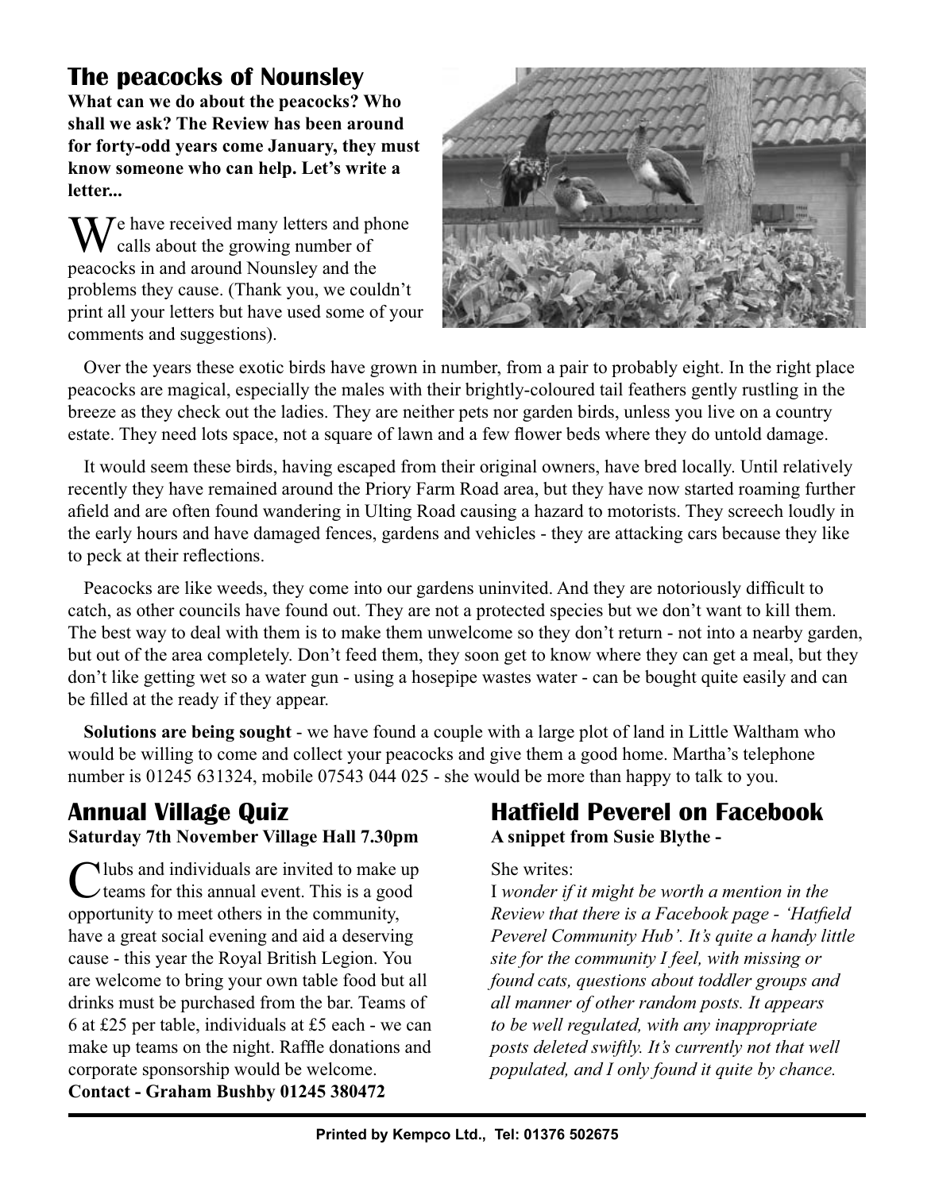## The peacocks of Nounsley

**What can we do about the peacocks? Who shall we ask? The Review has been around for forty-odd years come January, they must know someone who can help. Let's write a letter...**

We have received many letters and phone calls about the growing number of peacocks in and around Nounsley and the problems they cause. (Thank you, we couldn't print all your letters but have used some of your comments and suggestions).

Over the years these exotic birds have grown in number, from a pair to probably eight. In the right place peacocks are magical, especially the males with their brightly-coloured tail feathers gently rustling in the breeze as they check out the ladies. They are neither pets nor garden birds, unless you live on a country estate. They need lots space, not a square of lawn and a few flower beds where they do untold damage.

It would seem these birds, having escaped from their original owners, have bred locally. Until relatively recently they have remained around the Priory Farm Road area, but they have now started roaming further afield and are often found wandering in Ulting Road causing a hazard to motorists. They screech loudly in the early hours and have damaged fences, gardens and vehicles - they are attacking cars because they like to peck at their reflections.

Peacocks are like weeds, they come into our gardens uninvited. And they are notoriously difficult to catch, as other councils have found out. They are not a protected species but we don't want to kill them. The best way to deal with them is to make them unwelcome so they don't return - not into a nearby garden, but out of the area completely. Don't feed them, they soon get to know where they can get a meal, but they don't like getting wet so a water gun - using a hosepipe wastes water - can be bought quite easily and can be filled at the ready if they appear.

**Solutions are being sought** - we have found a couple with a large plot of land in Little Waltham who would be willing to come and collect your peacocks and give them a good home. Martha's telephone number is 01245 631324, mobile 07543 044 025 - she would be more than happy to talk to you.

## Annual Village Quiz

**Saturday 7th November Village Hall 7.30pm**

Clubs and individuals are invited to make up teams for this annual event. This is a good opportunity to meet others in the community, have a great social evening and aid a deserving cause - this year the Royal British Legion. You are welcome to bring your own table food but all drinks must be purchased from the bar. Teams of 6 at £25 per table, individuals at £5 each - we can make up teams on the night. Raffle donations and corporate sponsorship would be welcome.

**Contact - Graham Bushby 01245 380472**

## Hatfield Peverel on Facebook

**A snippet from Susie Blythe -**

She writes:

*I wonder if it might be worth a mention in the Review that there is a Facebook page - 'Hatfield Peverel Community Hub'. It's quite a handy little site for the community I feel, with missing or found cats, questions about toddler groups and all manner of other random posts. It appears to be well regulated, with any inappropriate posts deleted swiftly. It's currently not that well populated, and I only found it quite by chance.*

**Printed by Kempco Ltd., Tel: 01376 502675**